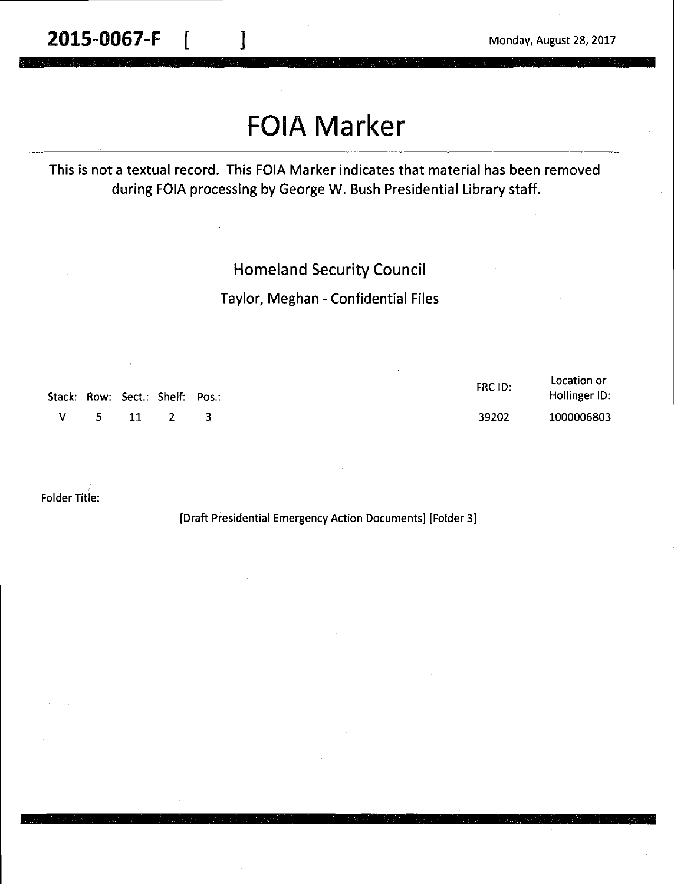**2015-0067-F [ ]** Monday, August 28, 2017

# FOIA Marker

This is not a textual record. This FOIA Marker indicates that material has been removed during FOIA processing by George W. Bush Presidential Library staff.

Homeland Security Council

Taylor, Meghan - Confidential Files

| Stack: | Row: | Sect.: | Shelf: | Pos.: | FRC ID: | Location or Hollinger ID: |
|---|---|---|---|---|---|---|
| V | 5 | 11 | 2 | 3 | 39202 | 1000006803 |

Folder Title:

[Draft Presidential Emergency Action Documents] [Folder 3]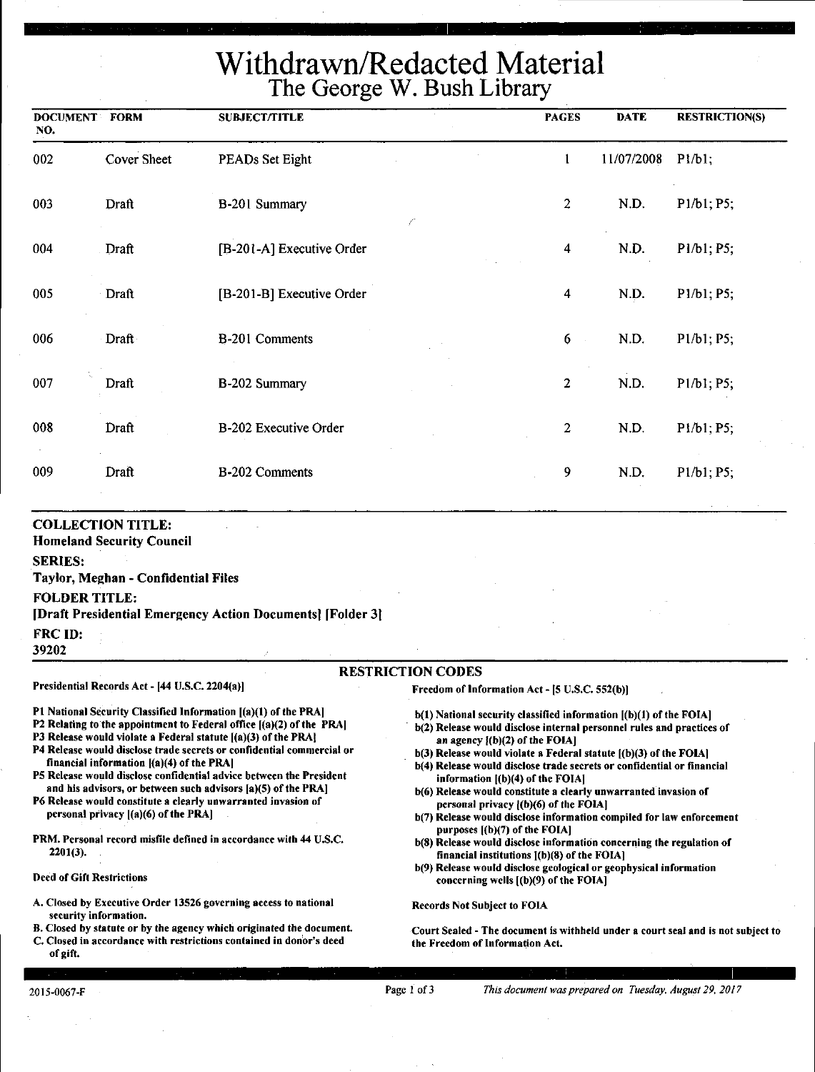# Withdrawn/Redacted Material
## The George W. Bush Library

| DOCUMENT NO. | FORM | SUBJECT/TITLE | PAGES | DATE | RESTRICTION(S) |
|---|---|---|---|---|---|
| 002 | Cover Sheet | PEADs Set Eight | 1 | 11/07/2008 | P1/b1; |
| 003 | Draft | B-201 Summary | 2 | N.D. | P1/b1; P5; |
| 004 | Draft | [B-201-A] Executive Order | 4 | N.D. | P1/b1; P5; |
| 005 | Draft | [B-201-B] Executive Order | 4 | N.D. | P1/b1; P5; |
| 006 | Draft | B-201 Comments | 6 | N.D. | P1/b1; P5; |
| 007 | Draft | B-202 Summary | 2 | N.D. | P1/b1; P5; |
| 008 | Draft | B-202 Executive Order | 2 | N.D. | P1/b1; P5; |
| 009 | Draft | B-202 Comments | 9 | N.D. | P1/b1; P5; |

**COLLECTION TITLE:**
**Homeland Security Council**

**SERIES:**
**Taylor, Meghan - Confidential Files**

**FOLDER TITLE:**
**[Draft Presidential Emergency Action Documents] [Folder 3]**

**FRC ID:**
**39202**

### RESTRICTION CODES

**Presidential Records Act - [44 U.S.C. 2204(a)]**

- P1 National Security Classified Information [(a)(1) of the PRA]
- P2 Relating to the appointment to Federal office [(a)(2) of the PRA]
- P3 Release would violate a Federal statute [(a)(3) of the PRA]
- P4 Release would disclose trade secrets or confidential commercial or financial information [(a)(4) of the PRA]
- P5 Release would disclose confidential advice between the President and his advisors, or between such advisors [a)(5) of the PRA]
- P6 Release would constitute a clearly unwarranted invasion of personal privacy [(a)(6) of the PRA]

PRM. Personal record misfile defined in accordance with 44 U.S.C. 2201(3).

**Deed of Gift Restrictions**

- A. Closed by Executive Order 13526 governing access to national security information.
- B. Closed by statute or by the agency which originated the document.
- C. Closed in accordance with restrictions contained in donor's deed of gift.

**Freedom of Information Act - [5 U.S.C. 552(b)]**

- b(1) National security classified information [(b)(1) of the FOIA]
- b(2) Release would disclose internal personnel rules and practices of an agency [(b)(2) of the FOIA]
- b(3) Release would violate a Federal statute [(b)(3) of the FOIA]
- b(4) Release would disclose trade secrets or confidential or financial information [(b)(4) of the FOIA]
- b(6) Release would constitute a clearly unwarranted invasion of personal privacy [(b)(6) of the FOIA]
- b(7) Release would disclose information compiled for law enforcement purposes [(b)(7) of the FOIA]
- b(8) Release would disclose information concerning the regulation of financial institutions [(b)(8) of the FOIA]
- b(9) Release would disclose geological or geophysical information concerning wells [(b)(9) of the FOIA]

**Records Not Subject to FOIA**

Court Sealed - The document is withheld under a court seal and is not subject to the Freedom of Information Act.

2015-0067-F

*This document was prepared on Tuesday, August 29, 2017*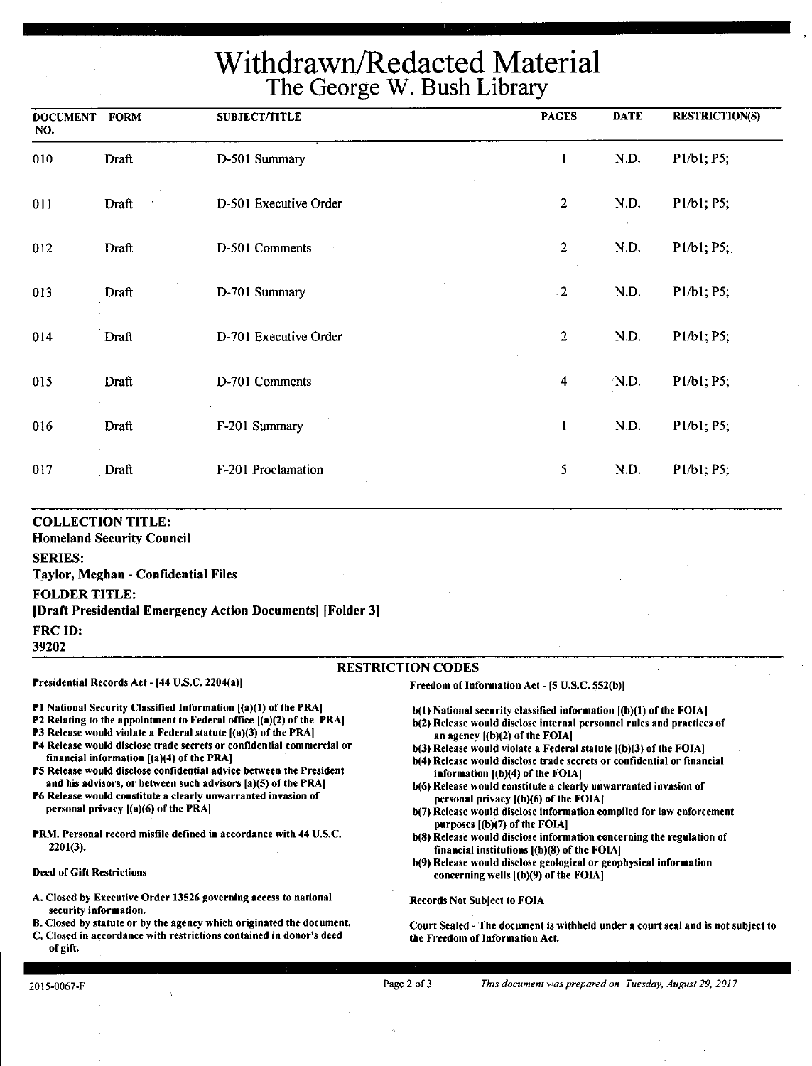# Withdrawn/Redacted Material

## The George W. Bush Library

| DOCUMENT NO. | FORM | SUBJECT/TITLE | PAGES | DATE | RESTRICTION(S) |
|---|---|---|---|---|---|
| 010 | Draft | D-501 Summary | 1 | N.D. | P1/b1; P5; |
| 011 | Draft | D-501 Executive Order | 2 | N.D. | P1/b1; P5; |
| 012 | Draft | D-501 Comments | 2 | N.D. | P1/b1; P5; |
| 013 | Draft | D-701 Summary | 2 | N.D. | P1/b1; P5; |
| 014 | Draft | D-701 Executive Order | 2 | N.D. | P1/b1; P5; |
| 015 | Draft | D-701 Comments | 4 | N.D. | P1/b1; P5; |
| 016 | Draft | F-201 Summary | 1 | N.D. | P1/b1; P5; |
| 017 | Draft | F-201 Proclamation | 5 | N.D. | P1/b1; P5; |

**COLLECTION TITLE:**
Homeland Security Council

**SERIES:**
Taylor, Meghan - Confidential Files

**FOLDER TITLE:**
[Draft Presidential Emergency Action Documents] [Folder 3]

**FRC ID:**
39202

### RESTRICTION CODES

**Presidential Records Act - [44 U.S.C. 2204(a)]**

- P1 National Security Classified Information [(a)(1) of the PRA]
- P2 Relating to the appointment to Federal office [(a)(2) of the PRA]
- P3 Release would violate a Federal statute [(a)(3) of the PRA]
- P4 Release would disclose trade secrets or confidential commercial or financial information [(a)(4) of the PRA]
- P5 Release would disclose confidential advice between the President and his advisors, or between such advisors [a)(5) of the PRA]
- P6 Release would constitute a clearly unwarranted invasion of personal privacy [(a)(6) of the PRA]

PRM. Personal record misfile defined in accordance with 44 U.S.C. 2201(3).

**Deed of Gift Restrictions**

- A. Closed by Executive Order 13526 governing access to national security information.
- B. Closed by statute or by the agency which originated the document.
- C. Closed in accordance with restrictions contained in donor's deed of gift.

**Freedom of Information Act - [5 U.S.C. 552(b)]**

- b(1) National security classified information [(b)(1) of the FOIA]
- b(2) Release would disclose internal personnel rules and practices of an agency [(b)(2) of the FOIA]
- b(3) Release would violate a Federal statute [(b)(3) of the FOIA]
- b(4) Release would disclose trade secrets or confidential or financial information [(b)(4) of the FOIA]
- b(6) Release would constitute a clearly unwarranted invasion of personal privacy [(b)(6) of the FOIA]
- b(7) Release would disclose information compiled for law enforcement purposes [(b)(7) of the FOIA]
- b(8) Release would disclose information concerning the regulation of financial institutions [(b)(8) of the FOIA]
- b(9) Release would disclose geological or geophysical information concerning wells [(b)(9) of the FOIA]

**Records Not Subject to FOIA**

Court Sealed - The document is withheld under a court seal and is not subject to the Freedom of Information Act.

2015-0067-F

*This document was prepared on Tuesday, August 29, 2017*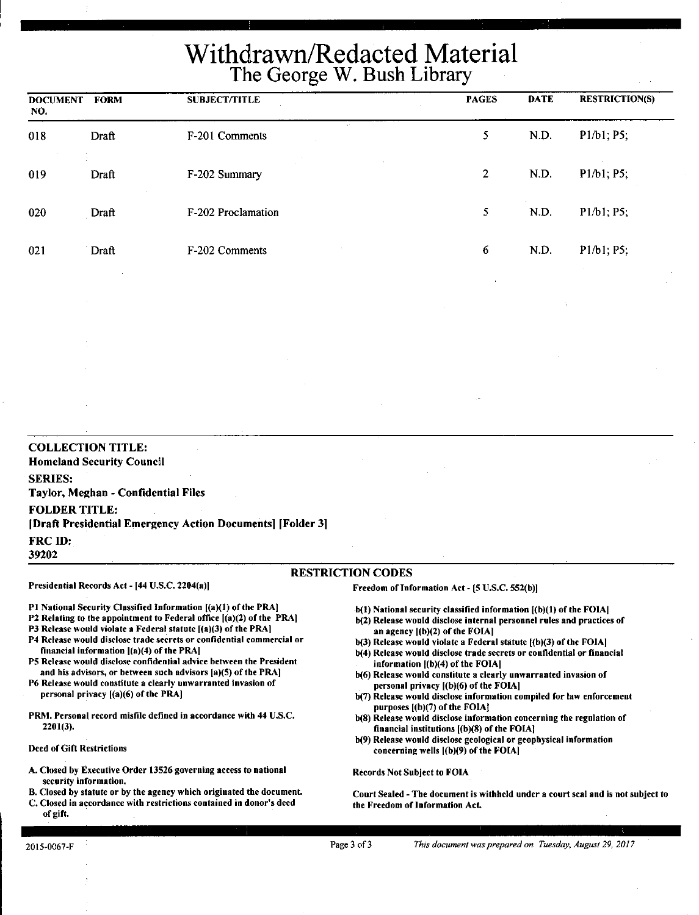# Withdrawn/Redacted Material

## The George W. Bush Library

| DOCUMENT NO. | FORM | SUBJECT/TITLE | PAGES | DATE | RESTRICTION(S) |
|---|---|---|---|---|---|
| 018 | Draft | F-201 Comments | 5 | N.D. | P1/b1; P5; |
| 019 | Draft | F-202 Summary | 2 | N.D. | P1/b1; P5; |
| 020 | Draft | F-202 Proclamation | 5 | N.D. | P1/b1; P5; |
| 021 | Draft | F-202 Comments | 6 | N.D. | P1/b1; P5; |

**COLLECTION TITLE:**
**Homeland Security Council**

**SERIES:**
**Taylor, Meghan - Confidential Files**

**FOLDER TITLE:**
**[Draft Presidential Emergency Action Documents] [Folder 3]**

**FRC ID:**
**39202**

### RESTRICTION CODES

**Presidential Records Act - [44 U.S.C. 2204(a)]**

- P1 National Security Classified Information [(a)(1) of the PRA]
- P2 Relating to the appointment to Federal office [(a)(2) of the PRA]
- P3 Release would violate a Federal statute [(a)(3) of the PRA]
- P4 Release would disclose trade secrets or confidential commercial or financial information [(a)(4) of the PRA]
- P5 Release would disclose confidential advice between the President and his advisors, or between such advisors [a)(5) of the PRA]
- P6 Release would constitute a clearly unwarranted invasion of personal privacy [(a)(6) of the PRA]

PRM. Personal record misfile defined in accordance with 44 U.S.C. 2201(3).

Deed of Gift Restrictions

- A. Closed by Executive Order 13526 governing access to national security information.
- B. Closed by statute or by the agency which originated the document.
- C. Closed in accordance with restrictions contained in donor's deed of gift.

**Freedom of Information Act - [5 U.S.C. 552(b)]**

- b(1) National security classified information [(b)(1) of the FOIA]
- b(2) Release would disclose internal personnel rules and practices of an agency [(b)(2) of the FOIA]
- b(3) Release would violate a Federal statute [(b)(3) of the FOIA]
- b(4) Release would disclose trade secrets or confidential or financial information [(b)(4) of the FOIA]
- b(6) Release would constitute a clearly unwarranted invasion of personal privacy [(b)(6) of the FOIA]
- b(7) Release would disclose information compiled for law enforcement purposes [(b)(7) of the FOIA]
- b(8) Release would disclose information concerning the regulation of financial institutions [(b)(8) of the FOIA]
- b(9) Release would disclose geological or geophysical information concerning wells [(b)(9) of the FOIA]

Records Not Subject to FOIA

Court Sealed - The document is withheld under a court seal and is not subject to the Freedom of Information Act.

2015-0067-F

*This document was prepared on Tuesday, August 29, 2017*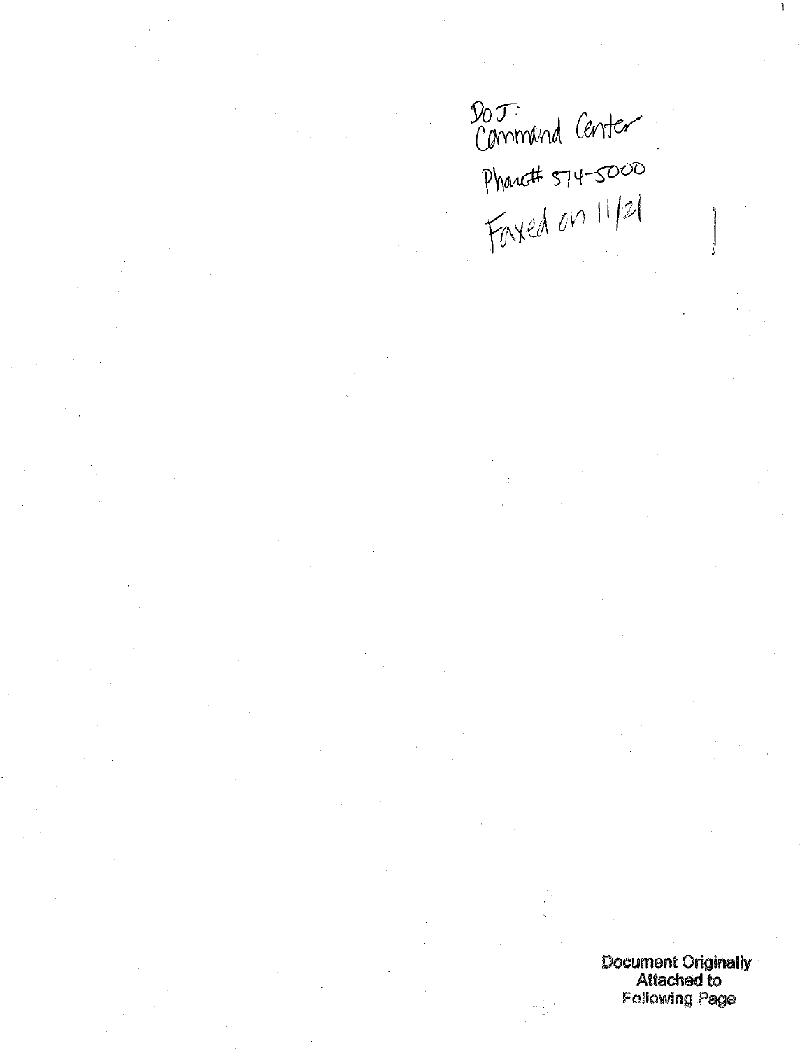DoJ:
Command Center

Phone# 514-5000

Faxed on 11/21

Document Originally Attached to Following Page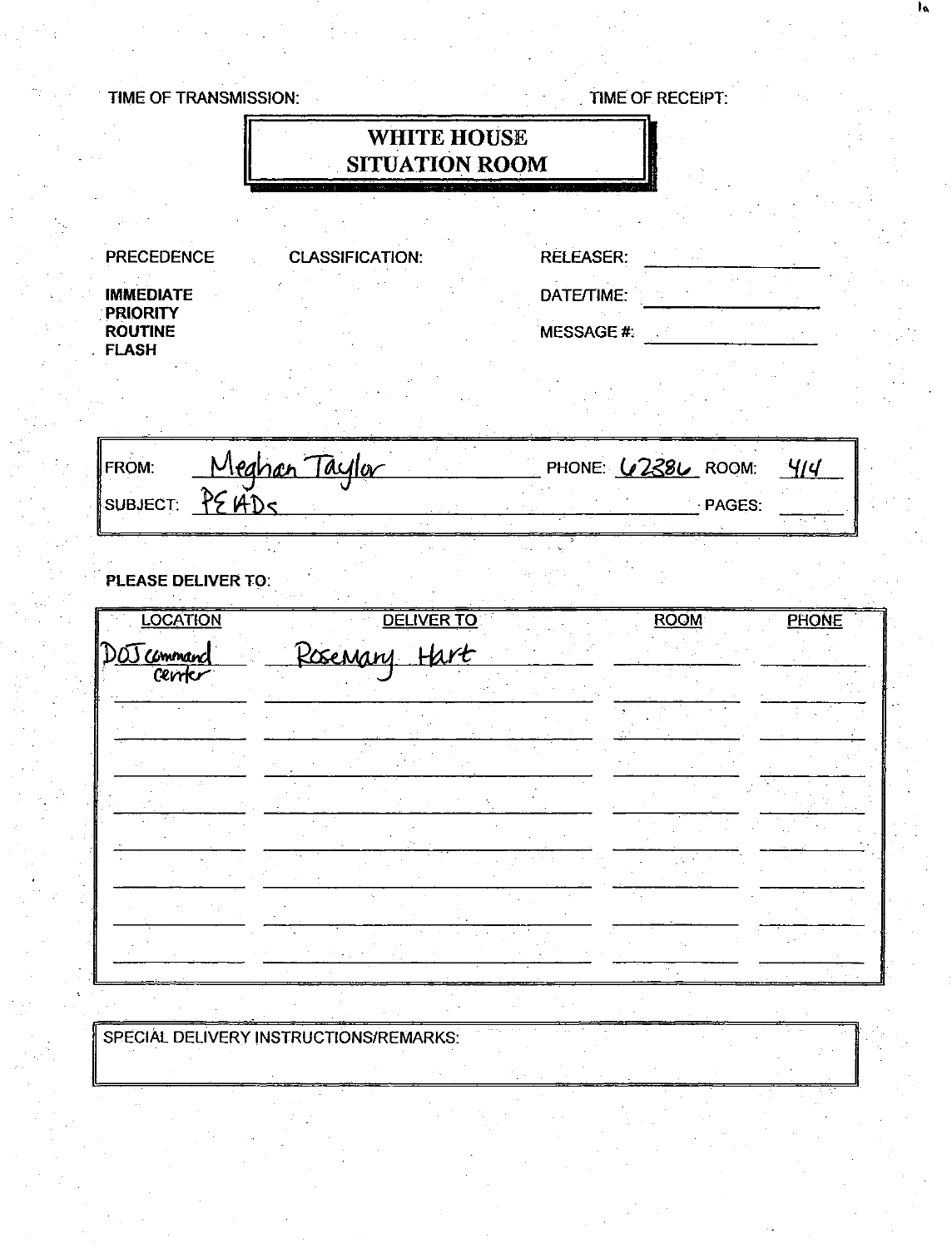TIME OF TRANSMISSION: TIME OF RECEIPT:

# WHITE HOUSE SITUATION ROOM

PRECEDENCE

**IMMEDIATE**
**PRIORITY**
**ROUTINE**
**FLASH**

CLASSIFICATION:

RELEASER: ____________

DATE/TIME: ____________

MESSAGE #: ____________

FROM: Meghan Taylor PHONE: 62386 ROOM: 414

SUBJECT: PEADs PAGES: ______

**PLEASE DELIVER TO:**

| LOCATION | DELIVER TO | ROOM | PHONE |
|---|---|---|---|
| DOJ command center | Rosemary Hart | | |
| | | | |
| | | | |
| | | | |
| | | | |
| | | | |
| | | | |
| | | | |
| | | | |

SPECIAL DELIVERY INSTRUCTIONS/REMARKS: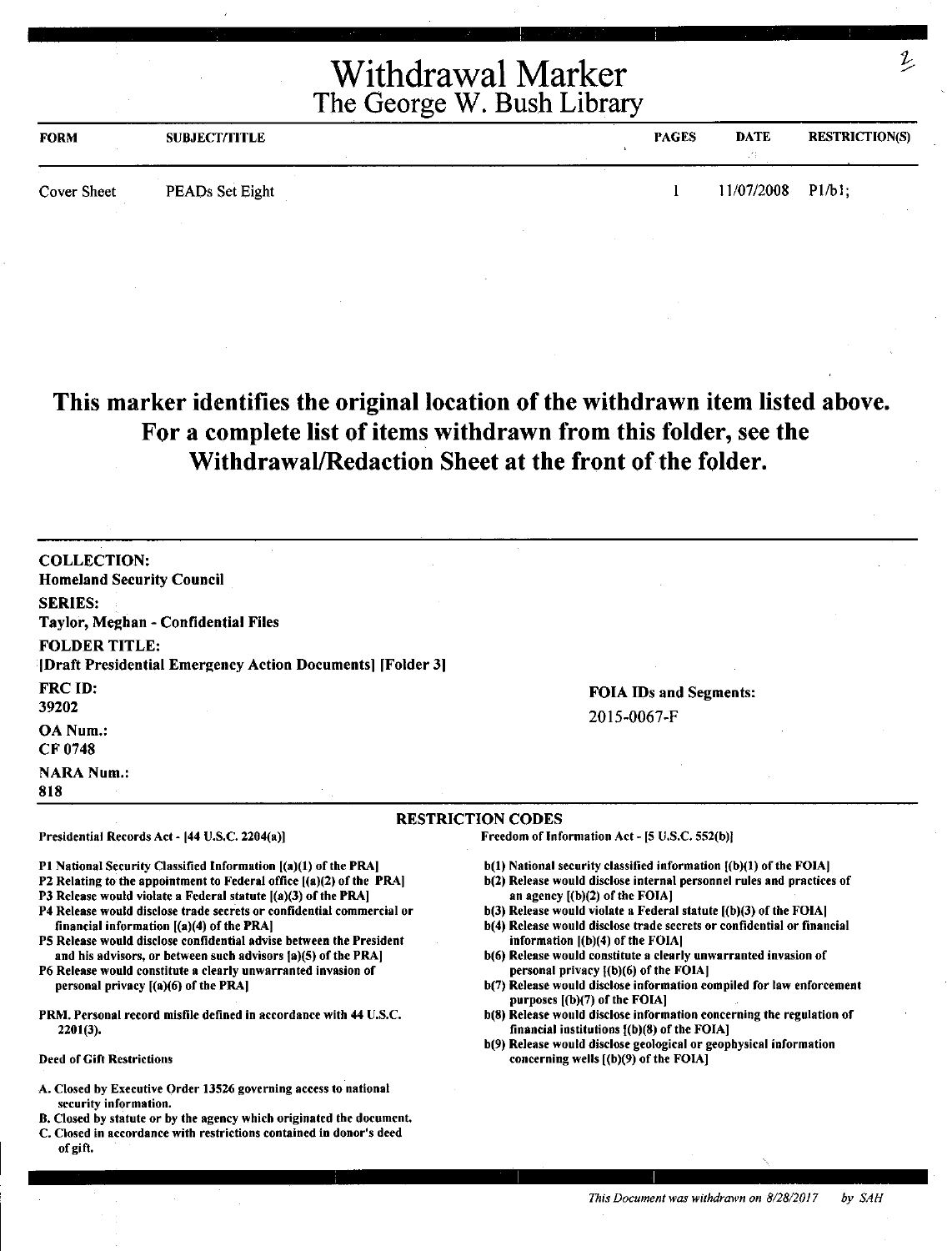# Withdrawal Marker
## The George W. Bush Library

| FORM | SUBJECT/TITLE | PAGES | DATE | RESTRICTION(S) |
|---|---|---|---|---|
| Cover Sheet | PEADs Set Eight | 1 | 11/07/2008 | P1/b1; |

**This marker identifies the original location of the withdrawn item listed above. For a complete list of items withdrawn from this folder, see the Withdrawal/Redaction Sheet at the front of the folder.**

**COLLECTION:**
**Homeland Security Council**

**SERIES:**
**Taylor, Meghan - Confidential Files**

**FOLDER TITLE:**
**[Draft Presidential Emergency Action Documents] [Folder 3]**

**FRC ID:**
**39202**

**OA Num.:**
**CF 0748**

**NARA Num.:**
**818**

**FOIA IDs and Segments:**
2015-0067-F

**RESTRICTION CODES**

Presidential Records Act - [44 U.S.C. 2204(a)]

P1 National Security Classified Information [(a)(1) of the PRA]
P2 Relating to the appointment to Federal office [(a)(2) of the PRA]
P3 Release would violate a Federal statute [(a)(3) of the PRA]
P4 Release would disclose trade secrets or confidential commercial or financial information [(a)(4) of the PRA]
P5 Release would disclose confidential advise between the President and his advisors, or between such advisors [a)(5) of the PRA]
P6 Release would constitute a clearly unwarranted invasion of personal privacy [(a)(6) of the PRA]

PRM. Personal record misfile defined in accordance with 44 U.S.C. 2201(3).

Deed of Gift Restrictions

A. Closed by Executive Order 13526 governing access to national security information.
B. Closed by statute or by the agency which originated the document.
C. Closed in accordance with restrictions contained in donor's deed of gift.

Freedom of Information Act - [5 U.S.C. 552(b)]

b(1) National security classified information [(b)(1) of the FOIA]
b(2) Release would disclose internal personnel rules and practices of an agency [(b)(2) of the FOIA]
b(3) Release would violate a Federal statute [(b)(3) of the FOIA]
b(4) Release would disclose trade secrets or confidential or financial information [(b)(4) of the FOIA]
b(6) Release would constitute a clearly unwarranted invasion of personal privacy [(b)(6) of the FOIA]
b(7) Release would disclose information compiled for law enforcement purposes [(b)(7) of the FOIA]
b(8) Release would disclose information concerning the regulation of financial institutions [(b)(8) of the FOIA]
b(9) Release would disclose geological or geophysical information concerning wells [(b)(9) of the FOIA]

*This Document was withdrawn on 8/28/2017 by SAH*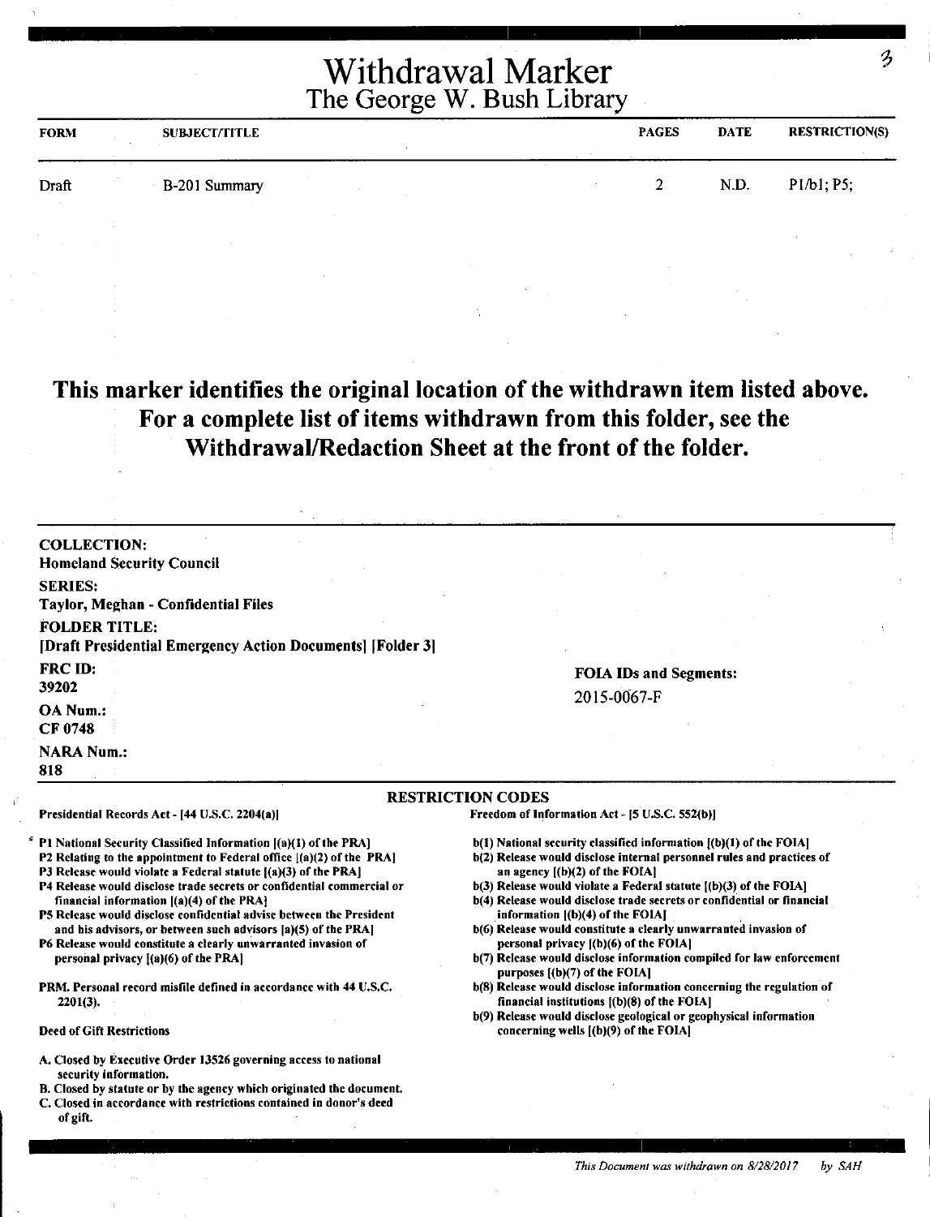# Withdrawal Marker
## The George W. Bush Library

| FORM | SUBJECT/TITLE | PAGES | DATE | RESTRICTION(S) |
|---|---|---|---|---|
| Draft | B-201 Summary | 2 | N.D. | P1/b1; P5; |

**This marker identifies the original location of the withdrawn item listed above. For a complete list of items withdrawn from this folder, see the Withdrawal/Redaction Sheet at the front of the folder.**

**COLLECTION:**
Homeland Security Council

**SERIES:**
Taylor, Meghan - Confidential Files

**FOLDER TITLE:**
[Draft Presidential Emergency Action Documents] [Folder 3]

**FRC ID:**
39202

**OA Num.:**
CF 0748

**NARA Num.:**
818

**FOIA IDs and Segments:**
2015-0067-F

### RESTRICTION CODES

Presidential Records Act - [44 U.S.C. 2204(a)]

- P1 National Security Classified Information [(a)(1) of the PRA]
- P2 Relating to the appointment to Federal office [(a)(2) of the PRA]
- P3 Release would violate a Federal statute [(a)(3) of the PRA]
- P4 Release would disclose trade secrets or confidential commercial or financial information [(a)(4) of the PRA]
- P5 Release would disclose confidential advise between the President and his advisors, or between such advisors [a)(5) of the PRA]
- P6 Release would constitute a clearly unwarranted invasion of personal privacy [(a)(6) of the PRA]

PRM. Personal record misfile defined in accordance with 44 U.S.C. 2201(3).

Deed of Gift Restrictions

- A. Closed by Executive Order 13526 governing access to national security information.
- B. Closed by statute or by the agency which originated the document.
- C. Closed in accordance with restrictions contained in donor's deed of gift.

Freedom of Information Act - [5 U.S.C. 552(b)]

- b(1) National security classified information [(b)(1) of the FOIA]
- b(2) Release would disclose internal personnel rules and practices of an agency [(b)(2) of the FOIA]
- b(3) Release would violate a Federal statute [(b)(3) of the FOIA]
- b(4) Release would disclose trade secrets or confidential or financial information [(b)(4) of the FOIA]
- b(6) Release would constitute a clearly unwarranted invasion of personal privacy [(b)(6) of the FOIA]
- b(7) Release would disclose information compiled for law enforcement purposes [(b)(7) of the FOIA]
- b(8) Release would disclose information concerning the regulation of financial institutions [(b)(8) of the FOIA]
- b(9) Release would disclose geological or geophysical information concerning wells [(b)(9) of the FOIA]

*This Document was withdrawn on 8/28/2017 by SAH*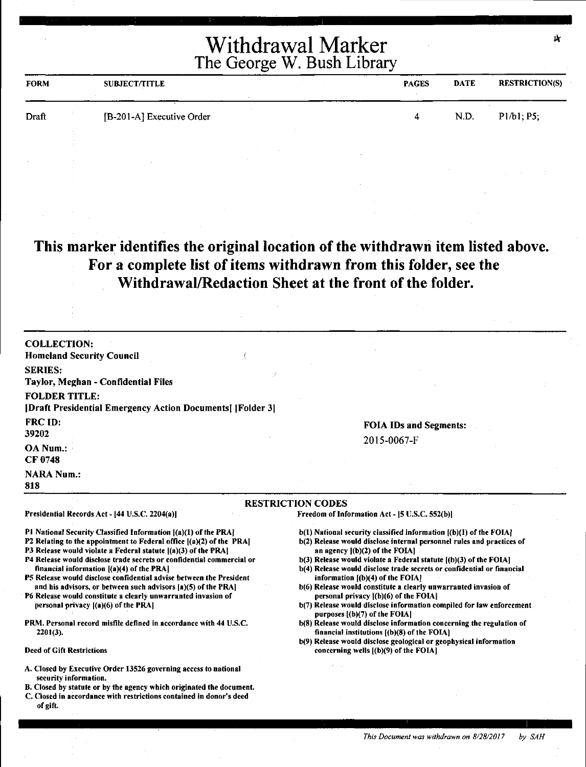# Withdrawal Marker
## The George W. Bush Library

| FORM | SUBJECT/TITLE | PAGES | DATE | RESTRICTION(S) |
|---|---|---|---|---|
| Draft | [B-201-A] Executive Order | 4 | N.D. | P1/b1; P5; |

**This marker identifies the original location of the withdrawn item listed above. For a complete list of items withdrawn from this folder, see the Withdrawal/Redaction Sheet at the front of the folder.**

**COLLECTION:**
**Homeland Security Council**

**SERIES:**
**Taylor, Meghan - Confidential Files**

**FOLDER TITLE:**
**[Draft Presidential Emergency Action Documents[ [Folder 3]**

**FRC ID:**
**39202**

**OA Num.:**
**CF 0748**

**NARA Num.:**
**818**

**FOIA IDs and Segments:**
2015-0067-F

**RESTRICTION CODES**

**Presidential Records Act - [44 U.S.C. 2204(a)]**

**P1 National Security Classified Information [(a)(1) of the PRA]**
**P2 Relating to the appointment to Federal office [(a)(2) of the PRA]**
**P3 Release would violate a Federal statute [(a)(3) of the PRA]**
**P4 Release would disclose trade secrets or confidential commercial or financial information [(a)(4) of the PRA]**
**P5 Release would disclose confidential advise between the President and his advisors, or between such advisors [a)(5) of the PRA]**
**P6 Release would constitute a clearly unwarranted invasion of personal privacy [(a)(6) of the PRA]**

**PRM. Personal record misfile defined in accordance with 44 U.S.C. 2201(3).**

**Deed of Gift Restrictions**

**A. Closed by Executive Order 13526 governing access to national security information.**
**B. Closed by statute or by the agency which originated the document.**
**C. Closed in accordance with restrictions contained in donor's deed of gift.**

**Freedom of Information Act - [5 U.S.C. 552(b)]**

**b(1) National security classified information [(b)(1) of the FOIA]**
**b(2) Release would disclose internal personnel rules and practices of an agency [(b)(2) of the FOIA]**
**b(3) Release would violate a Federal statute [(b)(3) of the FOIA]**
**b(4) Release would disclose trade secrets or confidential or financial information [(b)(4) of the FOIA]**
**b(6) Release would constitute a clearly unwarranted invasion of personal privacy [(b)(6) of the FOIA]**
**b(7) Release would disclose information compiled for law enforcement purposes [(b)(7) of the FOIA]**
**b(8) Release would disclose information concerning the regulation of financial institutions [(b)(8) of the FOIA]**
**b(9) Release would disclose geological or geophysical information concerning wells [(b)(9) of the FOIA]**

*This Document was withdrawn on 8/28/2017 by SAH*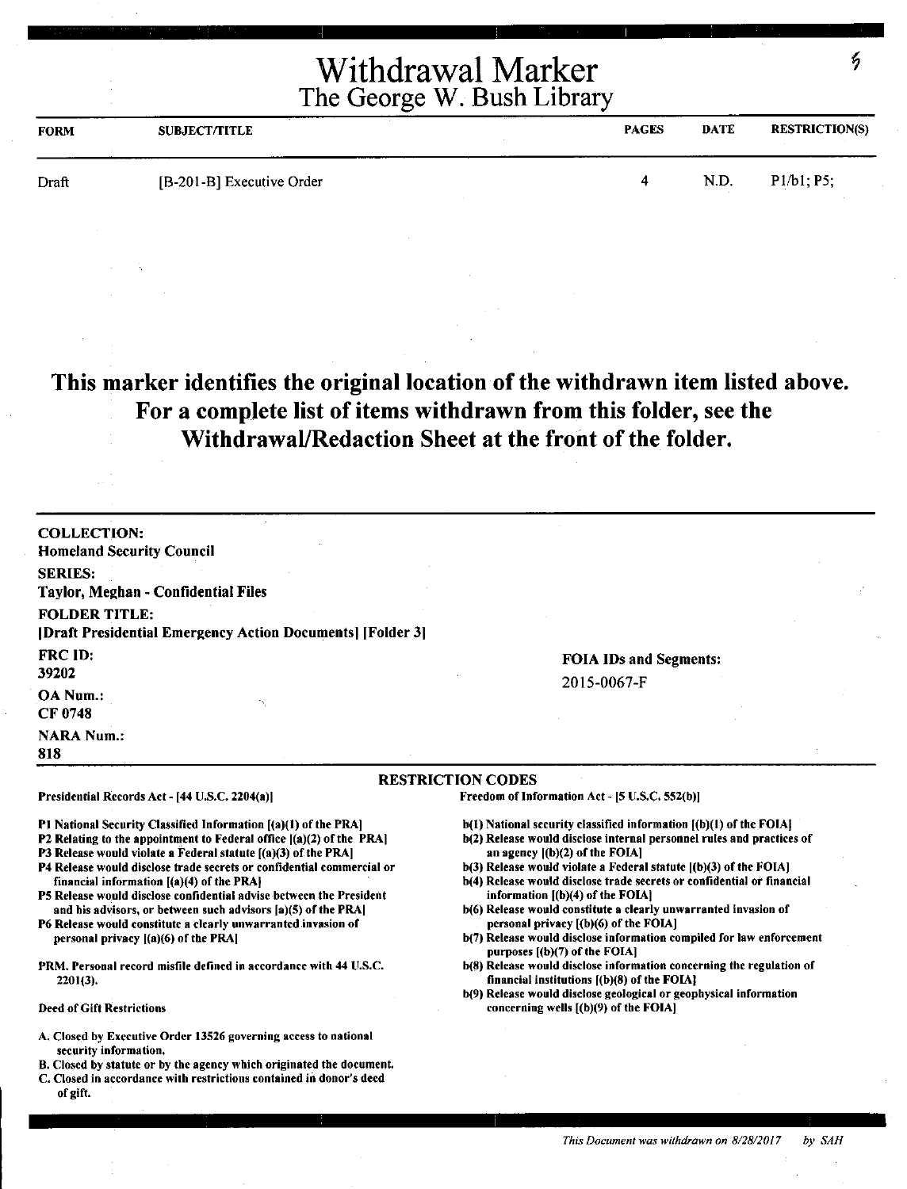# Withdrawal Marker
## The George W. Bush Library

| FORM | SUBJECT/TITLE | PAGES | DATE | RESTRICTION(S) |
|---|---|---|---|---|
| Draft | [B-201-B] Executive Order | 4 | N.D. | P1/b1; P5; |

## This marker identifies the original location of the withdrawn item listed above. For a complete list of items withdrawn from this folder, see the Withdrawal/Redaction Sheet at the front of the folder.

**COLLECTION:**
Homeland Security Council

**SERIES:**
Taylor, Meghan - Confidential Files

**FOLDER TITLE:**
[Draft Presidential Emergency Action Documents] [Folder 3]

**FRC ID:**
39202

**OA Num.:**
CF 0748

**NARA Num.:**
818

**FOIA IDs and Segments:**
2015-0067-F

### RESTRICTION CODES

**Presidential Records Act - [44 U.S.C. 2204(a)]**

P1 National Security Classified Information [(a)(1) of the PRA]
P2 Relating to the appointment to Federal office [(a)(2) of the PRA]
P3 Release would violate a Federal statute [(a)(3) of the PRA]
P4 Release would disclose trade secrets or confidential commercial or financial information [(a)(4) of the PRA]
P5 Release would disclose confidential advise between the President and his advisors, or between such advisors [a)(5) of the PRA]
P6 Release would constitute a clearly unwarranted invasion of personal privacy [(a)(6) of the PRA]

PRM. Personal record misfile defined in accordance with 44 U.S.C. 2201(3).

**Deed of Gift Restrictions**

A. Closed by Executive Order 13526 governing access to national security information.
B. Closed by statute or by the agency which originated the document.
C. Closed in accordance with restrictions contained in donor's deed of gift.

**Freedom of Information Act - [5 U.S.C. 552(b)]**

b(1) National security classified information [(b)(1) of the FOIA]
b(2) Release would disclose internal personnel rules and practices of an agency [(b)(2) of the FOIA]
b(3) Release would violate a Federal statute [(b)(3) of the FOIA]
b(4) Release would disclose trade secrets or confidential or financial information [(b)(4) of the FOIA]
b(6) Release would constitute a clearly unwarranted invasion of personal privacy [(b)(6) of the FOIA]
b(7) Release would disclose information compiled for law enforcement purposes [(b)(7) of the FOIA]
b(8) Release would disclose information concerning the regulation of financial institutions [(b)(8) of the FOIA]
b(9) Release would disclose geological or geophysical information concerning wells [(b)(9) of the FOIA]

*This Document was withdrawn on 8/28/2017 by SAH*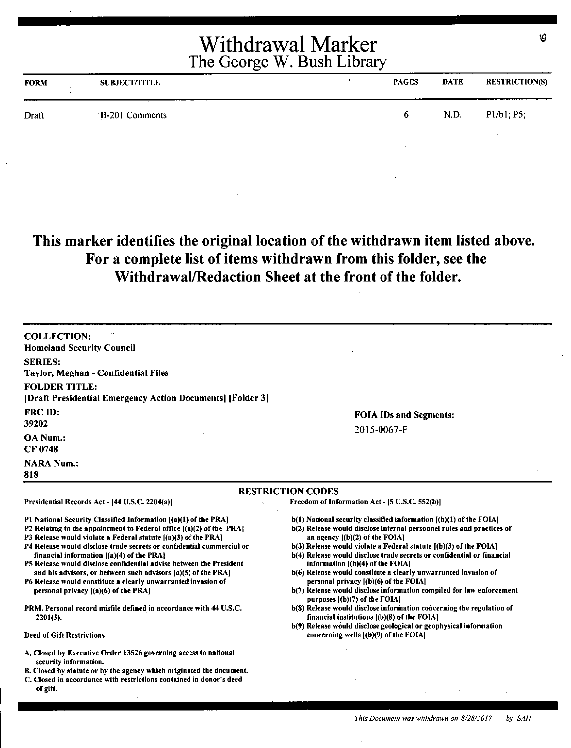# Withdrawal Marker
## The George W. Bush Library

| FORM | SUBJECT/TITLE | PAGES | DATE | RESTRICTION(S) |
|---|---|---|---|---|
| Draft | B-201 Comments | 6 | N.D. | P1/b1; P5; |

**This marker identifies the original location of the withdrawn item listed above. For a complete list of items withdrawn from this folder, see the Withdrawal/Redaction Sheet at the front of the folder.**

**COLLECTION:**
Homeland Security Council

**SERIES:**
Taylor, Meghan - Confidential Files

**FOLDER TITLE:**
[Draft Presidential Emergency Action Documents] [Folder 3]

**FRC ID:**
39202

**OA Num.:**
CF 0748

**NARA Num.:**
818

**FOIA IDs and Segments:**
2015-0067-F

### RESTRICTION CODES

Presidential Records Act - [44 U.S.C. 2204(a)]

P1 National Security Classified Information [(a)(1) of the PRA]
P2 Relating to the appointment to Federal office [(a)(2) of the PRA]
P3 Release would violate a Federal statute [(a)(3) of the PRA]
P4 Release would disclose trade secrets or confidential commercial or financial information [(a)(4) of the PRA]
P5 Release would disclose confidential advise between the President and his advisors, or between such advisors [a)(5) of the PRA]
P6 Release would constitute a clearly unwarranted invasion of personal privacy [(a)(6) of the PRA]

PRM. Personal record misfile defined in accordance with 44 U.S.C. 2201(3).

Deed of Gift Restrictions

A. Closed by Executive Order 13526 governing access to national security information.
B. Closed by statute or by the agency which originated the document.
C. Closed in accordance with restrictions contained in donor's deed of gift.

Freedom of Information Act - [5 U.S.C. 552(b)]

b(1) National security classified information [(b)(1) of the FOIA]
b(2) Release would disclose internal personnel rules and practices of an agency [(b)(2) of the FOIA]
b(3) Release would violate a Federal statute [(b)(3) of the FOIA]
b(4) Release would disclose trade secrets or confidential or financial information [(b)(4) of the FOIA]
b(6) Release would constitute a clearly unwarranted invasion of personal privacy [(b)(6) of the FOIA]
b(7) Release would disclose information compiled for law enforcement purposes [(b)(7) of the FOIA]
b(8) Release would disclose information concerning the regulation of financial institutions [(b)(8) of the FOIA]
b(9) Release would disclose geological or geophysical information concerning wells [(b)(9) of the FOIA]

*This Document was withdrawn on 8/28/2017 by SAH*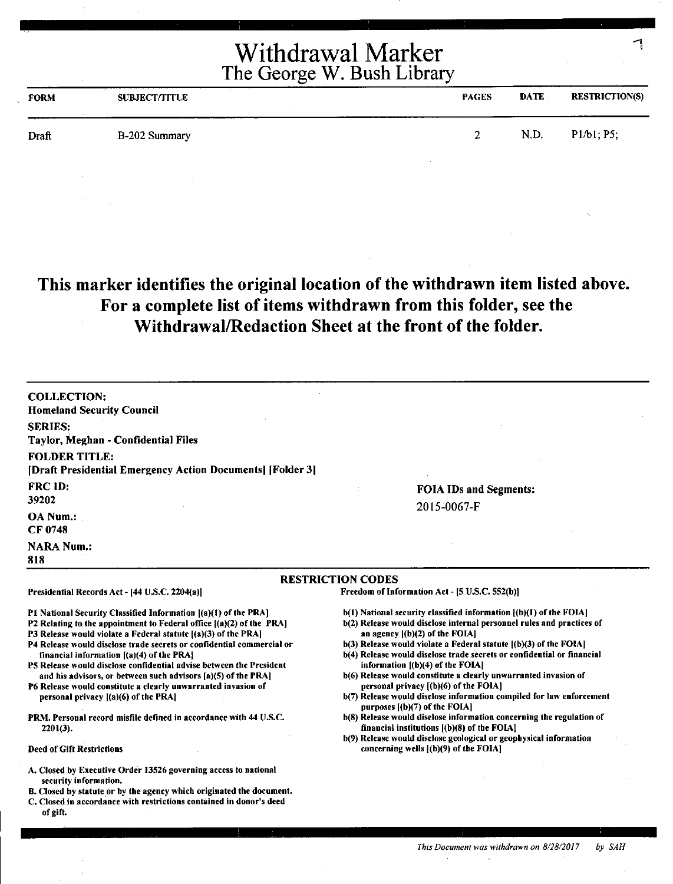# Withdrawal Marker
## The George W. Bush Library

| FORM | SUBJECT/TITLE | PAGES | DATE | RESTRICTION(S) |
|---|---|---|---|---|
| Draft | B-202 Summary | 2 | N.D. | P1/b1; P5; |

**This marker identifies the original location of the withdrawn item listed above. For a complete list of items withdrawn from this folder, see the Withdrawal/Redaction Sheet at the front of the folder.**

**COLLECTION:**
Homeland Security Council

**SERIES:**
Taylor, Meghan - Confidential Files

**FOLDER TITLE:**
[Draft Presidential Emergency Action Documents] [Folder 3]

**FRC ID:**
39202

**OA Num.:**
CF 0748

**NARA Num.:**
818

**FOIA IDs and Segments:**
2015-0067-F

**RESTRICTION CODES**

Presidential Records Act - [44 U.S.C. 2204(a)]

P1 National Security Classified Information [(a)(1) of the PRA]
P2 Relating to the appointment to Federal office [(a)(2) of the PRA]
P3 Release would violate a Federal statute [(a)(3) of the PRA]
P4 Release would disclose trade secrets or confidential commercial or financial information [(a)(4) of the PRA]
P5 Release would disclose confidential advise between the President and his advisors, or between such advisors [a)(5) of the PRA]
P6 Release would constitute a clearly unwarranted invasion of personal privacy [(a)(6) of the PRA]

PRM. Personal record misfile defined in accordance with 44 U.S.C. 2201(3).

Deed of Gift Restrictions

A. Closed by Executive Order 13526 governing access to national security information.
B. Closed by statute or by the agency which originated the document.
C. Closed in accordance with restrictions contained in donor's deed of gift.

Freedom of Information Act - [5 U.S.C. 552(b)]

b(1) National security classified information [(b)(1) of the FOIA]
b(2) Release would disclose internal personnel rules and practices of an agency [(b)(2) of the FOIA]
b(3) Release would violate a Federal statute [(b)(3) of the FOIA]
b(4) Release would disclose trade secrets or confidential or financial information [(b)(4) of the FOIA]
b(6) Release would constitute a clearly unwarranted invasion of personal privacy [(b)(6) of the FOIA]
b(7) Release would disclose information compiled for law enforcement purposes [(b)(7) of the FOIA]
b(8) Release would disclose information concerning the regulation of financial institutions [(b)(8) of the FOIA]
b(9) Release would disclose geological or geophysical information concerning wells [(b)(9) of the FOIA]

*This Document was withdrawn on 8/28/2017 by SAH*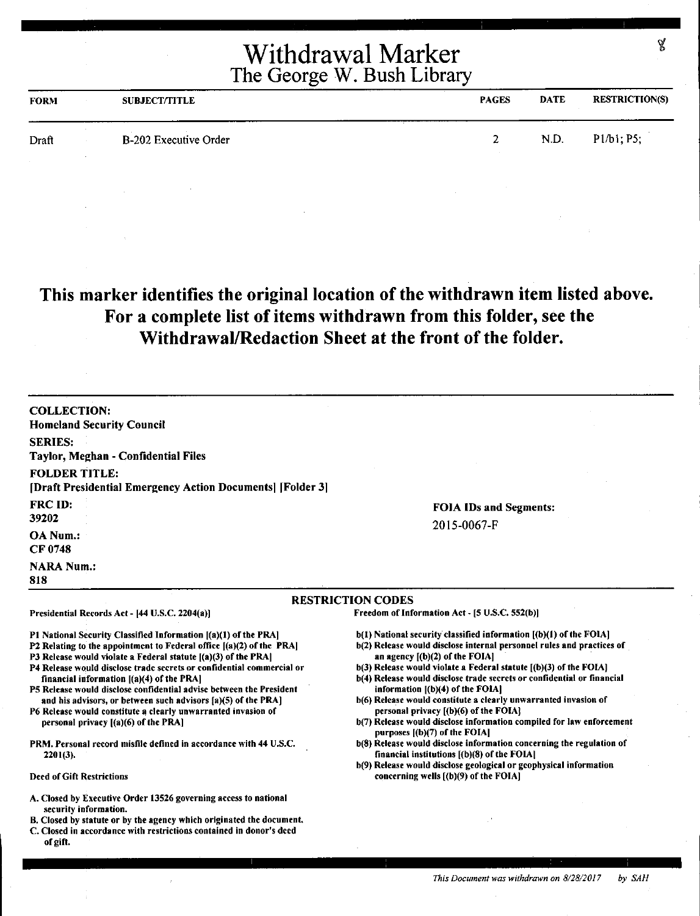# Withdrawal Marker
## The George W. Bush Library

| FORM | SUBJECT/TITLE | PAGES | DATE | RESTRICTION(S) |
|---|---|---|---|---|
| Draft | B-202 Executive Order | 2 | N.D. | P1/b1; P5; |

**This marker identifies the original location of the withdrawn item listed above. For a complete list of items withdrawn from this folder, see the Withdrawal/Redaction Sheet at the front of the folder.**

**COLLECTION:**
**Homeland Security Council**

**SERIES:**
**Taylor, Meghan - Confidential Files**

**FOLDER TITLE:**
**[Draft Presidential Emergency Action Documents] [Folder 3]**

**FRC ID:**
**39202**

**OA Num.:**
**CF 0748**

**NARA Num.:**
**818**

**FOIA IDs and Segments:**
2015-0067-F

**RESTRICTION CODES**

**Presidential Records Act - [44 U.S.C. 2204(a)]**

P1 National Security Classified Information [(a)(1) of the PRA]
P2 Relating to the appointment to Federal office [(a)(2) of the PRA]
P3 Release would violate a Federal statute [(a)(3) of the PRA]
P4 Release would disclose trade secrets or confidential commercial or financial information [(a)(4) of the PRA]
P5 Release would disclose confidential advise between the President and his advisors, or between such advisors [a)(5) of the PRA]
P6 Release would constitute a clearly unwarranted invasion of personal privacy [(a)(6) of the PRA]

PRM. Personal record misfile defined in accordance with 44 U.S.C. 2201(3).

Deed of Gift Restrictions

A. Closed by Executive Order 13526 governing access to national security information.
B. Closed by statute or by the agency which originated the document.
C. Closed in accordance with restrictions contained in donor's deed of gift.

**Freedom of Information Act - [5 U.S.C. 552(b)]**

b(1) National security classified information [(b)(1) of the FOIA]
b(2) Release would disclose internal personnel rules and practices of an agency [(b)(2) of the FOIA]
b(3) Release would violate a Federal statute [(b)(3) of the FOIA]
b(4) Release would disclose trade secrets or confidential or financial information [(b)(4) of the FOIA]
b(6) Release would constitute a clearly unwarranted invasion of personal privacy [(b)(6) of the FOIA]
b(7) Release would disclose information compiled for law enforcement purposes [(b)(7) of the FOIA]
b(8) Release would disclose information concerning the regulation of financial institutions [(b)(8) of the FOIA]
b(9) Release would disclose geological or geophysical information concerning wells [(b)(9) of the FOIA]

*This Document was withdrawn on 8/28/2017 by SAH*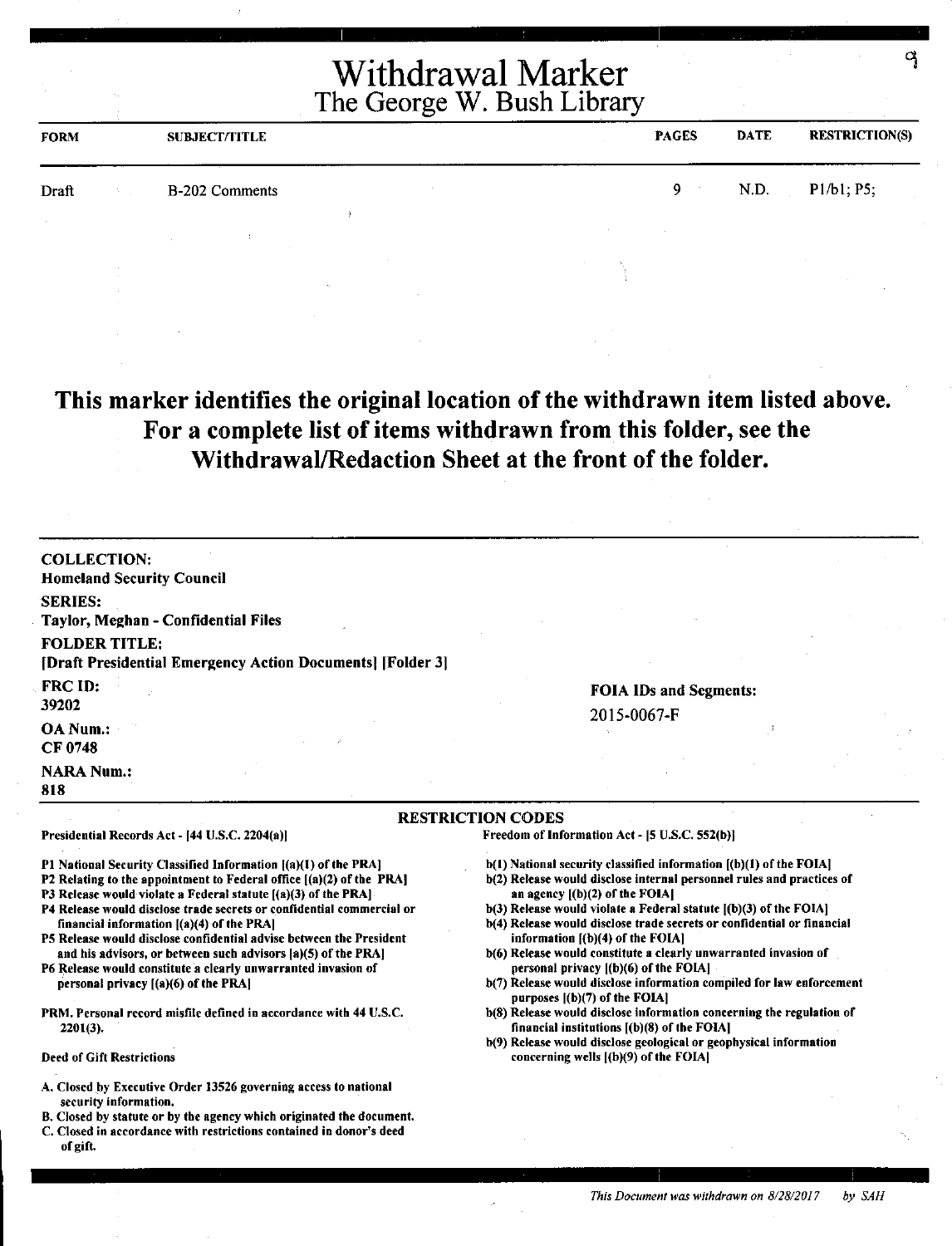# Withdrawal Marker
## The George W. Bush Library

| FORM | SUBJECT/TITLE | PAGES | DATE | RESTRICTION(S) |
|---|---|---|---|---|
| Draft | B-202 Comments | 9 | N.D. | P1/b1; P5; |

**This marker identifies the original location of the withdrawn item listed above. For a complete list of items withdrawn from this folder, see the Withdrawal/Redaction Sheet at the front of the folder.**

**COLLECTION:**
**Homeland Security Council**

**SERIES:**
**Taylor, Meghan - Confidential Files**

**FOLDER TITLE:**
**[Draft Presidential Emergency Action Documents] [Folder 3]**

**FRC ID:**
**39202**

**OA Num.:**
**CF 0748**

**NARA Num.:**
**818**

**FOIA IDs and Segments:**
2015-0067-F

### RESTRICTION CODES

**Presidential Records Act - [44 U.S.C. 2204(a)]**

- P1 National Security Classified Information [(a)(1) of the PRA]
- P2 Relating to the appointment to Federal office [(a)(2) of the PRA]
- P3 Release would violate a Federal statute [(a)(3) of the PRA]
- P4 Release would disclose trade secrets or confidential commercial or financial information [(a)(4) of the PRA]
- P5 Release would disclose confidential advise between the President and his advisors, or between such advisors [a)(5) of the PRA]
- P6 Release would constitute a clearly unwarranted invasion of personal privacy [(a)(6) of the PRA]

PRM. Personal record misfile defined in accordance with 44 U.S.C. 2201(3).

**Deed of Gift Restrictions**

- A. Closed by Executive Order 13526 governing access to national security information.
- B. Closed by statute or by the agency which originated the document.
- C. Closed in accordance with restrictions contained in donor's deed of gift.

**Freedom of Information Act - [5 U.S.C. 552(b)]**

- b(1) National security classified information [(b)(1) of the FOIA]
- b(2) Release would disclose internal personnel rules and practices of an agency [(b)(2) of the FOIA]
- b(3) Release would violate a Federal statute [(b)(3) of the FOIA]
- b(4) Release would disclose trade secrets or confidential or financial information [(b)(4) of the FOIA]
- b(6) Release would constitute a clearly unwarranted invasion of personal privacy [(b)(6) of the FOIA]
- b(7) Release would disclose information compiled for law enforcement purposes [(b)(7) of the FOIA]
- b(8) Release would disclose information concerning the regulation of financial institutions [(b)(8) of the FOIA]
- b(9) Release would disclose geological or geophysical information concerning wells [(b)(9) of the FOIA]

*This Document was withdrawn on 8/28/2017 by SAH*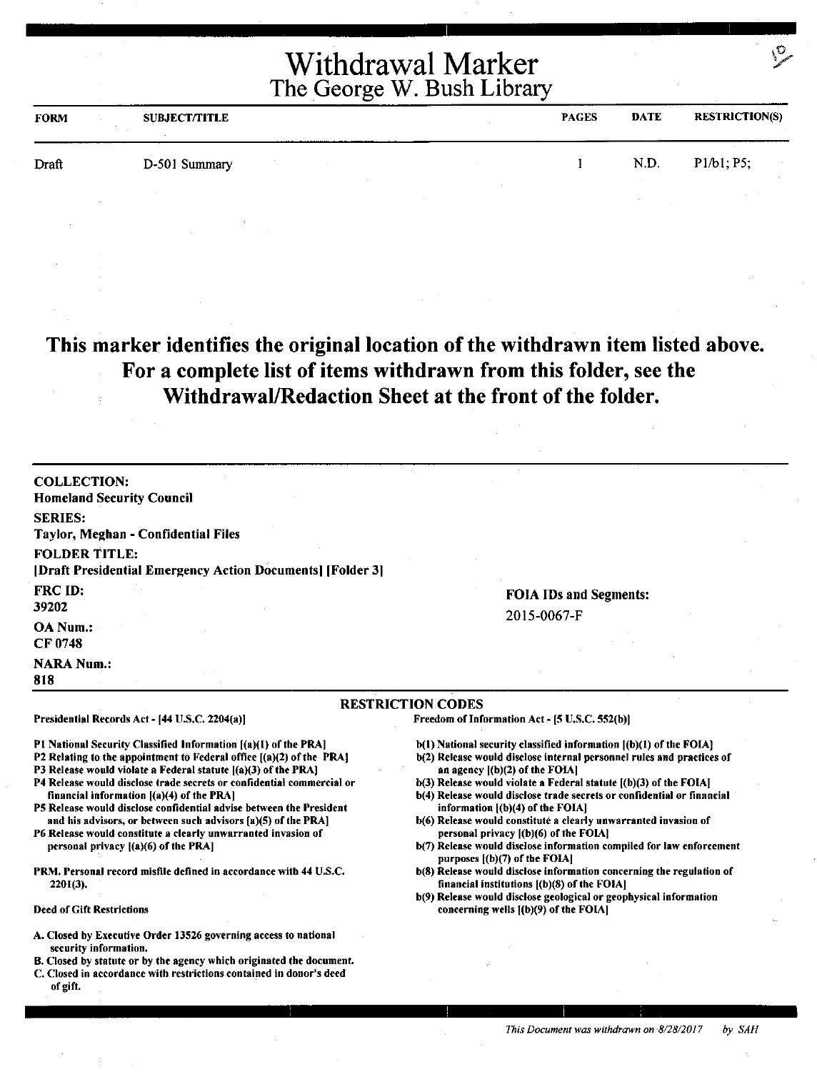# Withdrawal Marker
## The George W. Bush Library

| FORM | SUBJECT/TITLE | PAGES | DATE | RESTRICTION(S) |
|---|---|---|---|---|
| Draft | D-501 Summary | 1 | N.D. | P1/b1; P5; |

**This marker identifies the original location of the withdrawn item listed above. For a complete list of items withdrawn from this folder, see the Withdrawal/Redaction Sheet at the front of the folder.**

**COLLECTION:**
**Homeland Security Council**

**SERIES:**
**Taylor, Meghan - Confidential Files**

**FOLDER TITLE:**
**[Draft Presidential Emergency Action Documents] [Folder 3]**

**FRC ID:**
**39202**

**OA Num.:**
**CF 0748**

**NARA Num.:**
**818**

**FOIA IDs and Segments:**
2015-0067-F

**RESTRICTION CODES**

**Presidential Records Act - [44 U.S.C. 2204(a)]**

**P1 National Security Classified Information [(a)(1) of the PRA]**
**P2 Relating to the appointment to Federal office [(a)(2) of the PRA]**
**P3 Release would violate a Federal statute [(a)(3) of the PRA]**
**P4 Release would disclose trade secrets or confidential commercial or financial information [(a)(4) of the PRA]**
**P5 Release would disclose confidential advise between the President and his advisors, or between such advisors [a)(5) of the PRA]**
**P6 Release would constitute a clearly unwarranted invasion of personal privacy [(a)(6) of the PRA]**

**PRM. Personal record misfile defined in accordance with 44 U.S.C. 2201(3).**

**Deed of Gift Restrictions**

**A. Closed by Executive Order 13526 governing access to national security information.**
**B. Closed by statute or by the agency which originated the document.**
**C. Closed in accordance with restrictions contained in donor's deed of gift.**

**Freedom of Information Act - [5 U.S.C. 552(b)]**

**b(1) National security classified information [(b)(1) of the FOIA]**
**b(2) Release would disclose internal personnel rules and practices of an agency [(b)(2) of the FOIA]**
**b(3) Release would violate a Federal statute [(b)(3) of the FOIA]**
**b(4) Release would disclose trade secrets or confidential or financial information [(b)(4) of the FOIA]**
**b(6) Release would constitute a clearly unwarranted invasion of personal privacy [(b)(6) of the FOIA]**
**b(7) Release would disclose information compiled for law enforcement purposes [(b)(7) of the FOIA]**
**b(8) Release would disclose information concerning the regulation of financial institutions [(b)(8) of the FOIA]**
**b(9) Release would disclose geological or geophysical information concerning wells [(b)(9) of the FOIA]**

*This Document was withdrawn on 8/28/2017 by SAH*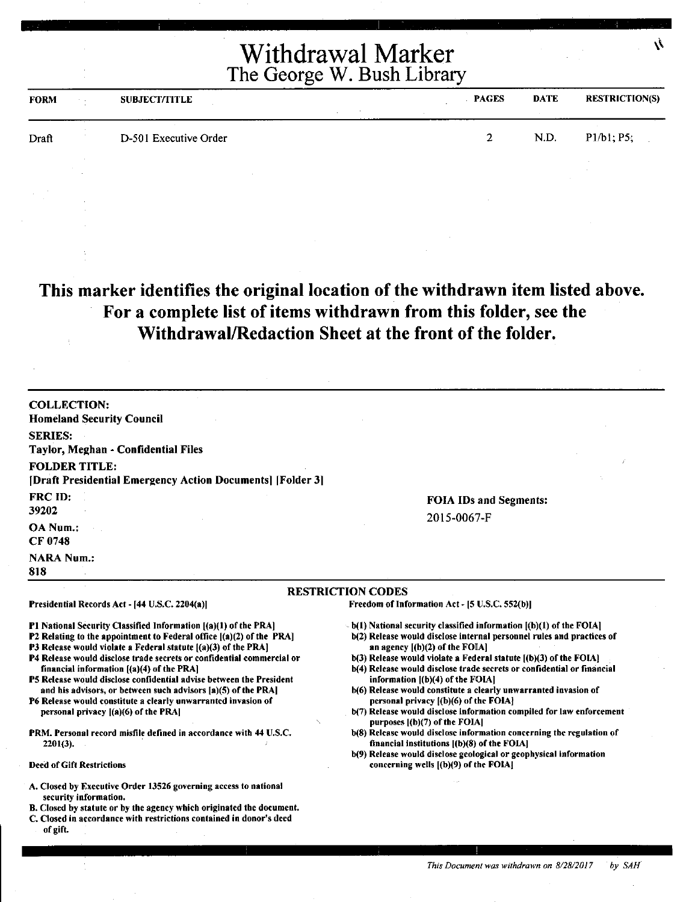# Withdrawal Marker
## The George W. Bush Library

| FORM | SUBJECT/TITLE | PAGES | DATE | RESTRICTION(S) |
|---|---|---|---|---|
| Draft | D-501 Executive Order | 2 | N.D. | P1/b1; P5; |

**This marker identifies the original location of the withdrawn item listed above. For a complete list of items withdrawn from this folder, see the Withdrawal/Redaction Sheet at the front of the folder.**

**COLLECTION:**
Homeland Security Council

**SERIES:**
Taylor, Meghan - Confidential Files

**FOLDER TITLE:**
[Draft Presidential Emergency Action Documents] [Folder 3]

**FRC ID:**
39202

**OA Num.:**
CF 0748

**NARA Num.:**
818

**FOIA IDs and Segments:**
2015-0067-F

**RESTRICTION CODES**

**Presidential Records Act - [44 U.S.C. 2204(a)]**

**P1** National Security Classified Information [(a)(1) of the PRA]
**P2** Relating to the appointment to Federal office [(a)(2) of the PRA]
**P3** Release would violate a Federal statute [(a)(3) of the PRA]
**P4** Release would disclose trade secrets or confidential commercial or financial information [(a)(4) of the PRA]
**P5** Release would disclose confidential advise between the President and his advisors, or between such advisors [a)(5) of the PRA]
**P6** Release would constitute a clearly unwarranted invasion of personal privacy [(a)(6) of the PRA]

**PRM.** Personal record misfile defined in accordance with 44 U.S.C. 2201(3).

**Deed of Gift Restrictions**

A. Closed by Executive Order 13526 governing access to national security information.
B. Closed by statute or by the agency which originated the document.
C. Closed in accordance with restrictions contained in donor's deed of gift.

**Freedom of Information Act - [5 U.S.C. 552(b)]**

b(1) National security classified information [(b)(1) of the FOIA]
b(2) Release would disclose internal personnel rules and practices of an agency [(b)(2) of the FOIA]
b(3) Release would violate a Federal statute [(b)(3) of the FOIA]
b(4) Release would disclose trade secrets or confidential or financial information [(b)(4) of the FOIA]
b(6) Release would constitute a clearly unwarranted invasion of personal privacy [(b)(6) of the FOIA]
b(7) Release would disclose information compiled for law enforcement purposes [(b)(7) of the FOIA]
b(8) Release would disclose information concerning the regulation of financial institutions [(b)(8) of the FOIA]
b(9) Release would disclose geological or geophysical information concerning wells [(b)(9) of the FOIA]

*This Document was withdrawn on 8/28/2017 by SAH*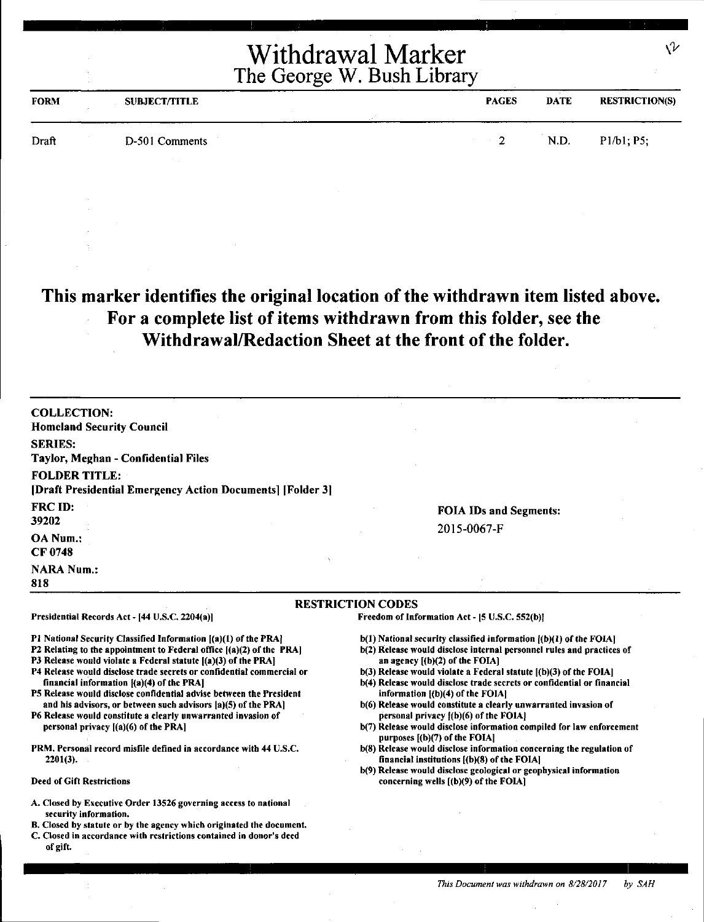# Withdrawal Marker
## The George W. Bush Library

| FORM | SUBJECT/TITLE | PAGES | DATE | RESTRICTION(S) |
|---|---|---|---|---|
| Draft | D-501 Comments | 2 | N.D. | P1/b1; P5; |

**This marker identifies the original location of the withdrawn item listed above. For a complete list of items withdrawn from this folder, see the Withdrawal/Redaction Sheet at the front of the folder.**

**COLLECTION:**
**Homeland Security Council**

**SERIES:**
**Taylor, Meghan - Confidential Files**

**FOLDER TITLE:**
**[Draft Presidential Emergency Action Documents] [Folder 3]**

**FRC ID:**
**39202**

**OA Num.:**
**CF 0748**

**NARA Num.:**
**818**

**FOIA IDs and Segments:**
2015-0067-F

**RESTRICTION CODES**

Presidential Records Act - [44 U.S.C. 2204(a)]

- P1 National Security Classified Information [(a)(1) of the PRA]
- P2 Relating to the appointment to Federal office [(a)(2) of the PRA]
- P3 Release would violate a Federal statute [(a)(3) of the PRA]
- P4 Release would disclose trade secrets or confidential commercial or financial information [(a)(4) of the PRA]
- P5 Release would disclose confidential advise between the President and his advisors, or between such advisors [a)(5) of the PRA]
- P6 Release would constitute a clearly unwarranted invasion of personal privacy [(a)(6) of the PRA]

PRM. Personal record misfile defined in accordance with 44 U.S.C. 2201(3).

Deed of Gift Restrictions

- A. Closed by Executive Order 13526 governing access to national security information.
- B. Closed by statute or by the agency which originated the document.
- C. Closed in accordance with restrictions contained in donor's deed of gift.

Freedom of Information Act - [5 U.S.C. 552(b)]

- b(1) National security classified information [(b)(1) of the FOIA]
- b(2) Release would disclose internal personnel rules and practices of an agency [(b)(2) of the FOIA]
- b(3) Release would violate a Federal statute [(b)(3) of the FOIA]
- b(4) Release would disclose trade secrets or confidential or financial information [(b)(4) of the FOIA]
- b(6) Release would constitute a clearly unwarranted invasion of personal privacy [(b)(6) of the FOIA]
- b(7) Release would disclose information compiled for law enforcement purposes [(b)(7) of the FOIA]
- b(8) Release would disclose information concerning the regulation of financial institutions [(b)(8) of the FOIA]
- b(9) Release would disclose geological or geophysical information concerning wells [(b)(9) of the FOIA]

*This Document was withdrawn on 8/28/2017 by SAH*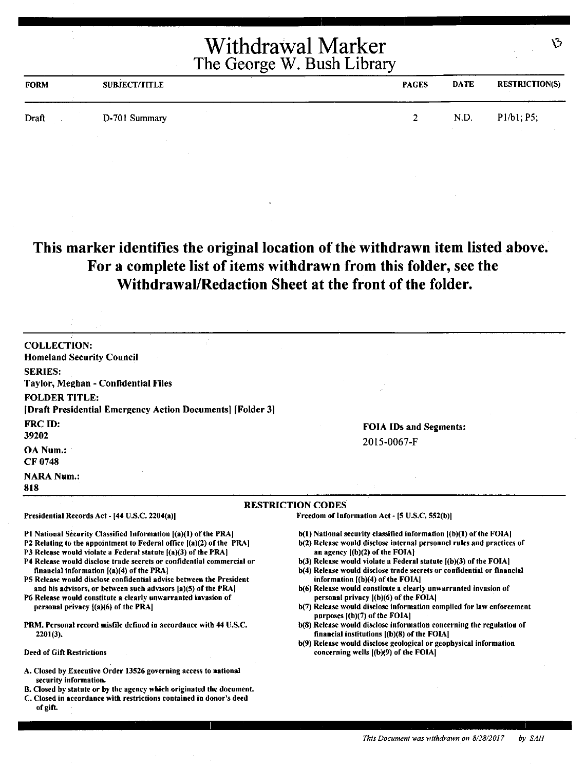# Withdrawal Marker
## The George W. Bush Library

| FORM | SUBJECT/TITLE | PAGES | DATE | RESTRICTION(S) |
|---|---|---|---|---|
| Draft | D-701 Summary | 2 | N.D. | P1/b1; P5; |

**This marker identifies the original location of the withdrawn item listed above. For a complete list of items withdrawn from this folder, see the Withdrawal/Redaction Sheet at the front of the folder.**

**COLLECTION:**
Homeland Security Council

**SERIES:**
Taylor, Meghan - Confidential Files

**FOLDER TITLE:**
[Draft Presidential Emergency Action Documents] [Folder 3]

**FRC ID:**
39202

**OA Num.:**
CF 0748

**NARA Num.:**
818

**FOIA IDs and Segments:**
2015-0067-F

### RESTRICTION CODES

**Presidential Records Act - [44 U.S.C. 2204(a)]**

- P1 National Security Classified Information [(a)(1) of the PRA]
- P2 Relating to the appointment to Federal office [(a)(2) of the PRA]
- P3 Release would violate a Federal statute [(a)(3) of the PRA]
- P4 Release would disclose trade secrets or confidential commercial or financial information [(a)(4) of the PRA]
- P5 Release would disclose confidential advise between the President and his advisors, or between such advisors [a)(5) of the PRA]
- P6 Release would constitute a clearly unwarranted invasion of personal privacy [(a)(6) of the PRA]

PRM. Personal record misfile defined in accordance with 44 U.S.C. 2201(3).

**Deed of Gift Restrictions**

- A. Closed by Executive Order 13526 governing access to national security information.
- B. Closed by statute or by the agency which originated the document.
- C. Closed in accordance with restrictions contained in donor's deed of gift.

**Freedom of Information Act - [5 U.S.C. 552(b)]**

- b(1) National security classified information [(b)(1) of the FOIA]
- b(2) Release would disclose internal personnel rules and practices of an agency [(b)(2) of the FOIA]
- b(3) Release would violate a Federal statute [(b)(3) of the FOIA]
- b(4) Release would disclose trade secrets or confidential or financial information [(b)(4) of the FOIA]
- b(6) Release would constitute a clearly unwarranted invasion of personal privacy [(b)(6) of the FOIA]
- b(7) Release would disclose information compiled for law enforcement purposes [(b)(7) of the FOIA]
- b(8) Release would disclose information concerning the regulation of financial institutions [(b)(8) of the FOIA]
- b(9) Release would disclose geological or geophysical information concerning wells [(b)(9) of the FOIA]

*This Document was withdrawn on 8/28/2017 by SAH*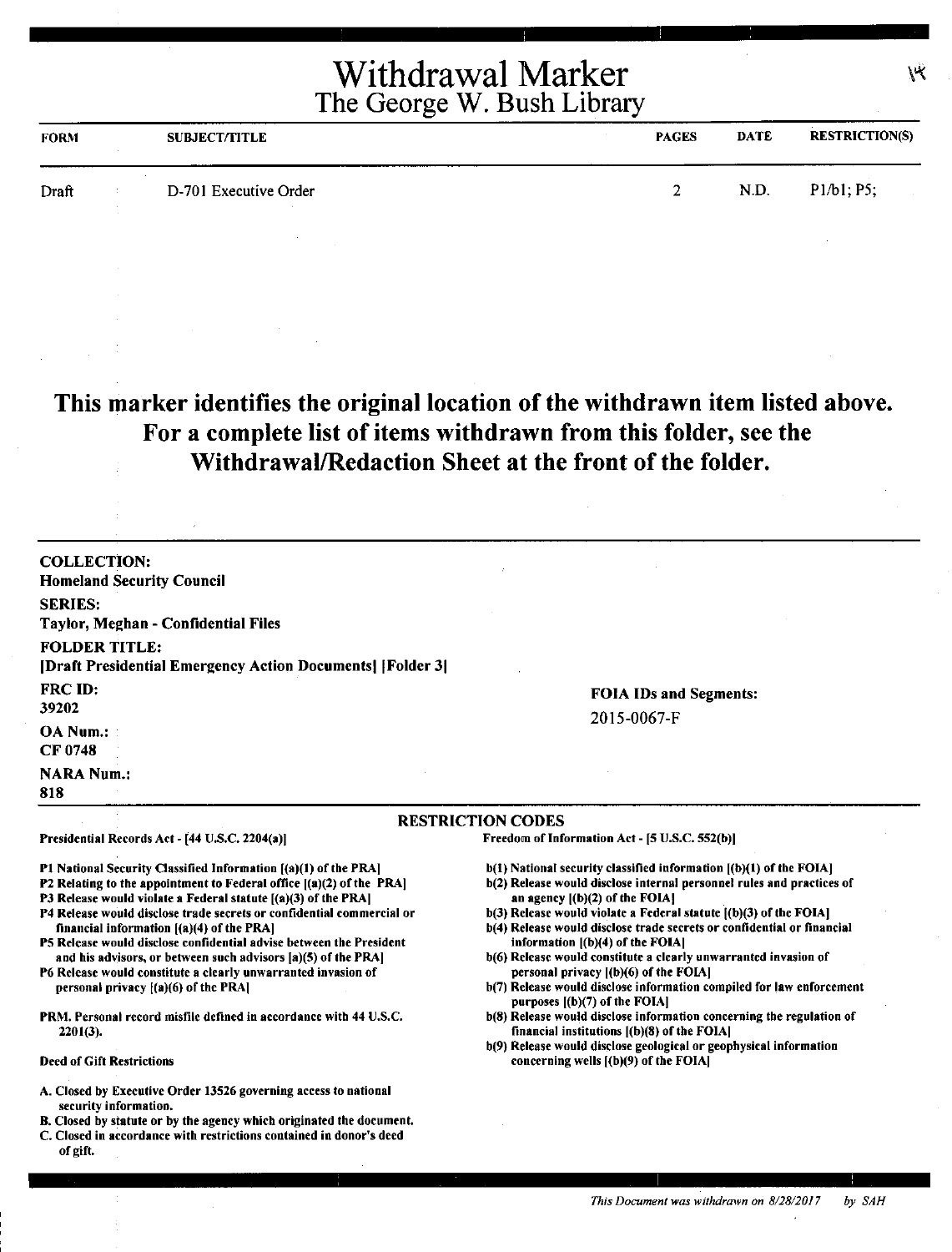# Withdrawal Marker

## The George W. Bush Library

| FORM | SUBJECT/TITLE | PAGES | DATE | RESTRICTION(S) |
|---|---|---|---|---|
| Draft | D-701 Executive Order | 2 | N.D. | P1/b1; P5; |

**This marker identifies the original location of the withdrawn item listed above. For a complete list of items withdrawn from this folder, see the Withdrawal/Redaction Sheet at the front of the folder.**

**COLLECTION:**
Homeland Security Council

**SERIES:**
Taylor, Meghan - Confidential Files

**FOLDER TITLE:**
[Draft Presidential Emergency Action Documents] [Folder 3]

**FRC ID:**
39202

**OA Num.:**
CF 0748

**NARA Num.:**
818

**FOIA IDs and Segments:**
2015-0067-F

### RESTRICTION CODES

**Presidential Records Act - [44 U.S.C. 2204(a)]**

- P1 National Security Classified Information [(a)(1) of the PRA]
- P2 Relating to the appointment to Federal office [(a)(2) of the PRA]
- P3 Release would violate a Federal statute [(a)(3) of the PRA]
- P4 Release would disclose trade secrets or confidential commercial or financial information [(a)(4) of the PRA]
- P5 Release would disclose confidential advise between the President and his advisors, or between such advisors [a)(5) of the PRA]
- P6 Release would constitute a clearly unwarranted invasion of personal privacy [(a)(6) of the PRA]

PRM. Personal record misfile defined in accordance with 44 U.S.C. 2201(3).

**Deed of Gift Restrictions**

- A. Closed by Executive Order 13526 governing access to national security information.
- B. Closed by statute or by the agency which originated the document.
- C. Closed in accordance with restrictions contained in donor's deed of gift.

**Freedom of Information Act - [5 U.S.C. 552(b)]**

- b(1) National security classified information [(b)(1) of the FOIA]
- b(2) Release would disclose internal personnel rules and practices of an agency [(b)(2) of the FOIA]
- b(3) Release would violate a Federal statute [(b)(3) of the FOIA]
- b(4) Release would disclose trade secrets or confidential or financial information [(b)(4) of the FOIA]
- b(6) Release would constitute a clearly unwarranted invasion of personal privacy [(b)(6) of the FOIA]
- b(7) Release would disclose information compiled for law enforcement purposes [(b)(7) of the FOIA]
- b(8) Release would disclose information concerning the regulation of financial institutions [(b)(8) of the FOIA]
- b(9) Release would disclose geological or geophysical information concerning wells [(b)(9) of the FOIA]

*This Document was withdrawn on 8/28/2017 by SAH*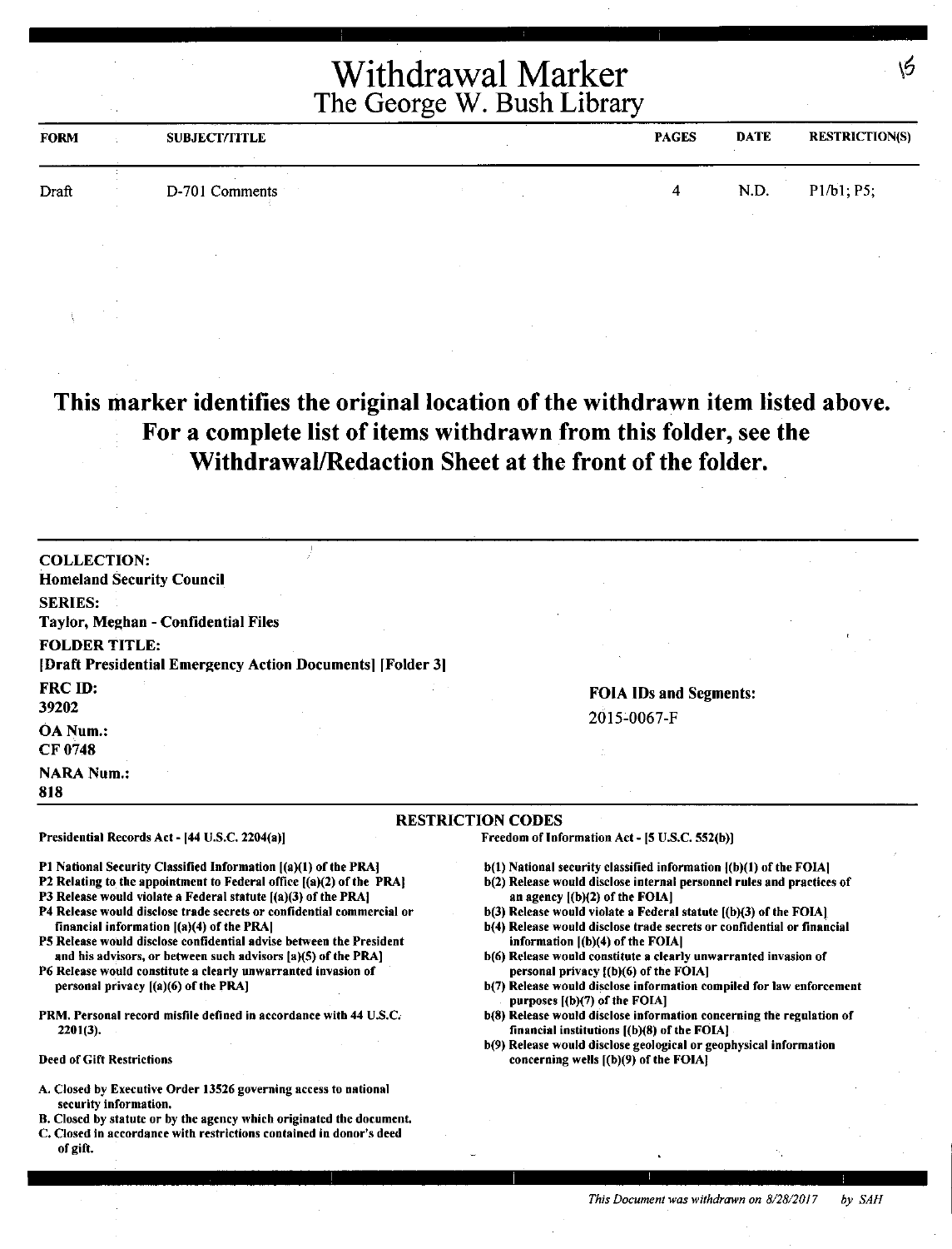# Withdrawal Marker
## The George W. Bush Library

| FORM | SUBJECT/TITLE | PAGES | DATE | RESTRICTION(S) |
|---|---|---|---|---|
| Draft | D-701 Comments | 4 | N.D. | P1/b1; P5; |

**This marker identifies the original location of the withdrawn item listed above. For a complete list of items withdrawn from this folder, see the Withdrawal/Redaction Sheet at the front of the folder.**

**COLLECTION:**
Homeland Security Council

**SERIES:**
Taylor, Meghan - Confidential Files

**FOLDER TITLE:**
[Draft Presidential Emergency Action Documents] [Folder 3]

**FRC ID:**
39202

**OA Num.:**
CF 0748

**NARA Num.:**
818

**FOIA IDs and Segments:**
2015-0067-F

**RESTRICTION CODES**

Presidential Records Act - [44 U.S.C. 2204(a)]

P1 National Security Classified Information [(a)(1) of the PRA]
P2 Relating to the appointment to Federal office [(a)(2) of the PRA]
P3 Release would violate a Federal statute [(a)(3) of the PRA]
P4 Release would disclose trade secrets or confidential commercial or financial information [(a)(4) of the PRA]
P5 Release would disclose confidential advise between the President and his advisors, or between such advisors [a)(5) of the PRA]
P6 Release would constitute a clearly unwarranted invasion of personal privacy [(a)(6) of the PRA]

PRM. Personal record misfile defined in accordance with 44 U.S.C. 2201(3).

Deed of Gift Restrictions

A. Closed by Executive Order 13526 governing access to national security information.
B. Closed by statute or by the agency which originated the document.
C. Closed in accordance with restrictions contained in donor's deed of gift.

Freedom of Information Act - [5 U.S.C. 552(b)]

b(1) National security classified information [(b)(1) of the FOIA]
b(2) Release would disclose internal personnel rules and practices of an agency [(b)(2) of the FOIA]
b(3) Release would violate a Federal statute [(b)(3) of the FOIA]
b(4) Release would disclose trade secrets or confidential or financial information [(b)(4) of the FOIA]
b(6) Release would constitute a clearly unwarranted invasion of personal privacy [(b)(6) of the FOIA]
b(7) Release would disclose information compiled for law enforcement purposes [(b)(7) of the FOIA]
b(8) Release would disclose information concerning the regulation of financial institutions [(b)(8) of the FOIA]
b(9) Release would disclose geological or geophysical information concerning wells [(b)(9) of the FOIA]

*This Document was withdrawn on 8/28/2017 by SAH*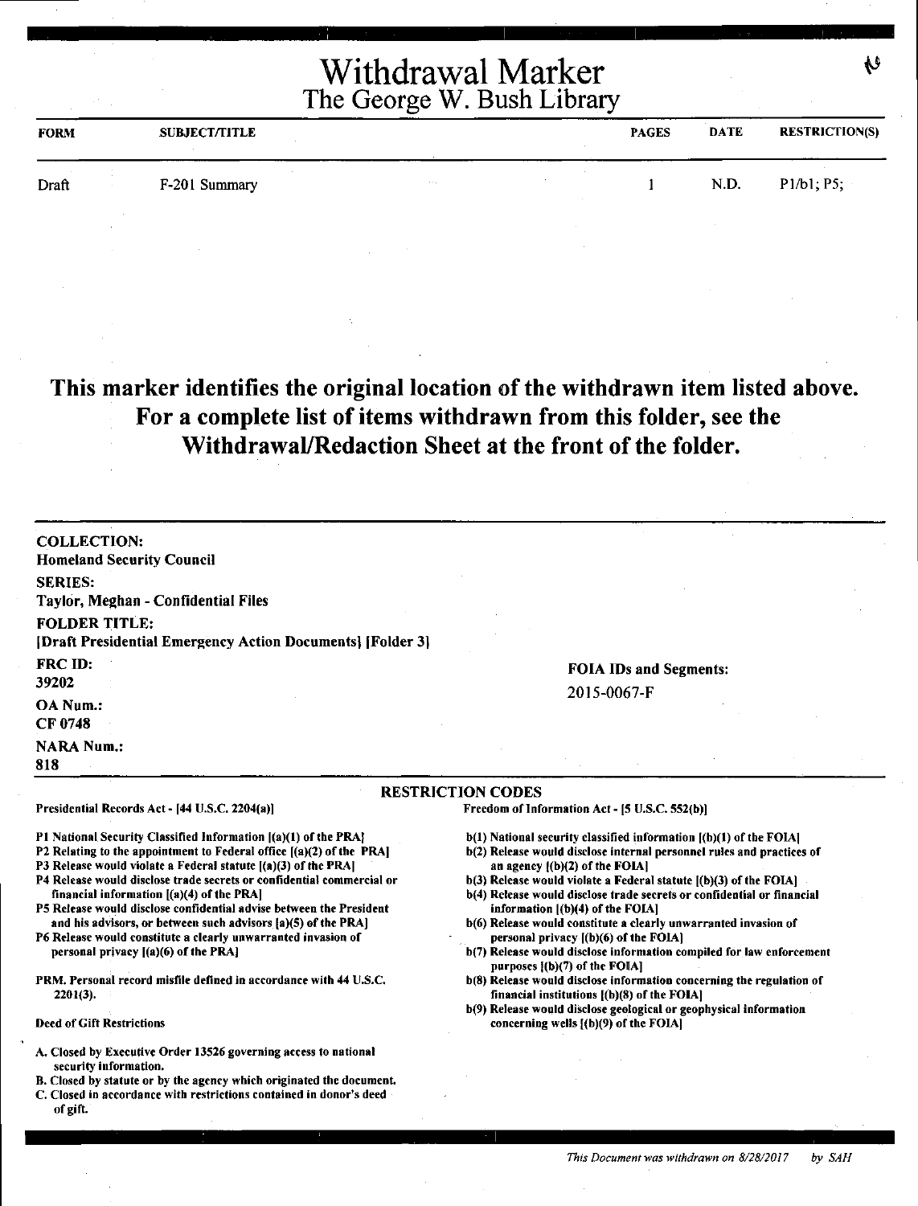# Withdrawal Marker
## The George W. Bush Library

| FORM | SUBJECT/TITLE | PAGES | DATE | RESTRICTION(S) |
|---|---|---|---|---|
| Draft | F-201 Summary | 1 | N.D. | P1/b1; P5; |

**This marker identifies the original location of the withdrawn item listed above. For a complete list of items withdrawn from this folder, see the Withdrawal/Redaction Sheet at the front of the folder.**

**COLLECTION:**
Homeland Security Council

**SERIES:**
Taylor, Meghan - Confidential Files

**FOLDER TITLE:**
[Draft Presidential Emergency Action Documents] [Folder 3]

**FRC ID:**
39202

**OA Num.:**
CF 0748

**NARA Num.:**
818

**FOIA IDs and Segments:**
2015-0067-F

**RESTRICTION CODES**

**Presidential Records Act - [44 U.S.C. 2204(a)]**

P1 National Security Classified Information [(a)(1) of the PRA]
P2 Relating to the appointment to Federal office [(a)(2) of the PRA]
P3 Release would violate a Federal statute [(a)(3) of the PRA]
P4 Release would disclose trade secrets or confidential commercial or financial information [(a)(4) of the PRA]
P5 Release would disclose confidential advise between the President and his advisors, or between such advisors [a)(5) of the PRA]
P6 Release would constitute a clearly unwarranted invasion of personal privacy [(a)(6) of the PRA]

PRM. Personal record misfile defined in accordance with 44 U.S.C. 2201(3).

**Deed of Gift Restrictions**

A. Closed by Executive Order 13526 governing access to national security information.
B. Closed by statute or by the agency which originated the document.
C. Closed in accordance with restrictions contained in donor's deed of gift.

**Freedom of Information Act - [5 U.S.C. 552(b)]**

b(1) National security classified information [(b)(1) of the FOIA]
b(2) Release would disclose internal personnel rules and practices of an agency [(b)(2) of the FOIA]
b(3) Release would violate a Federal statute [(b)(3) of the FOIA]
b(4) Release would disclose trade secrets or confidential or financial information [(b)(4) of the FOIA]
b(6) Release would constitute a clearly unwarranted invasion of personal privacy [(b)(6) of the FOIA]
b(7) Release would disclose information compiled for law enforcement purposes [(b)(7) of the FOIA]
b(8) Release would disclose information concerning the regulation of financial institutions [(b)(8) of the FOIA]
b(9) Release would disclose geological or geophysical information concerning wells [(b)(9) of the FOIA]

*This Document was withdrawn on 8/28/2017 by SAH*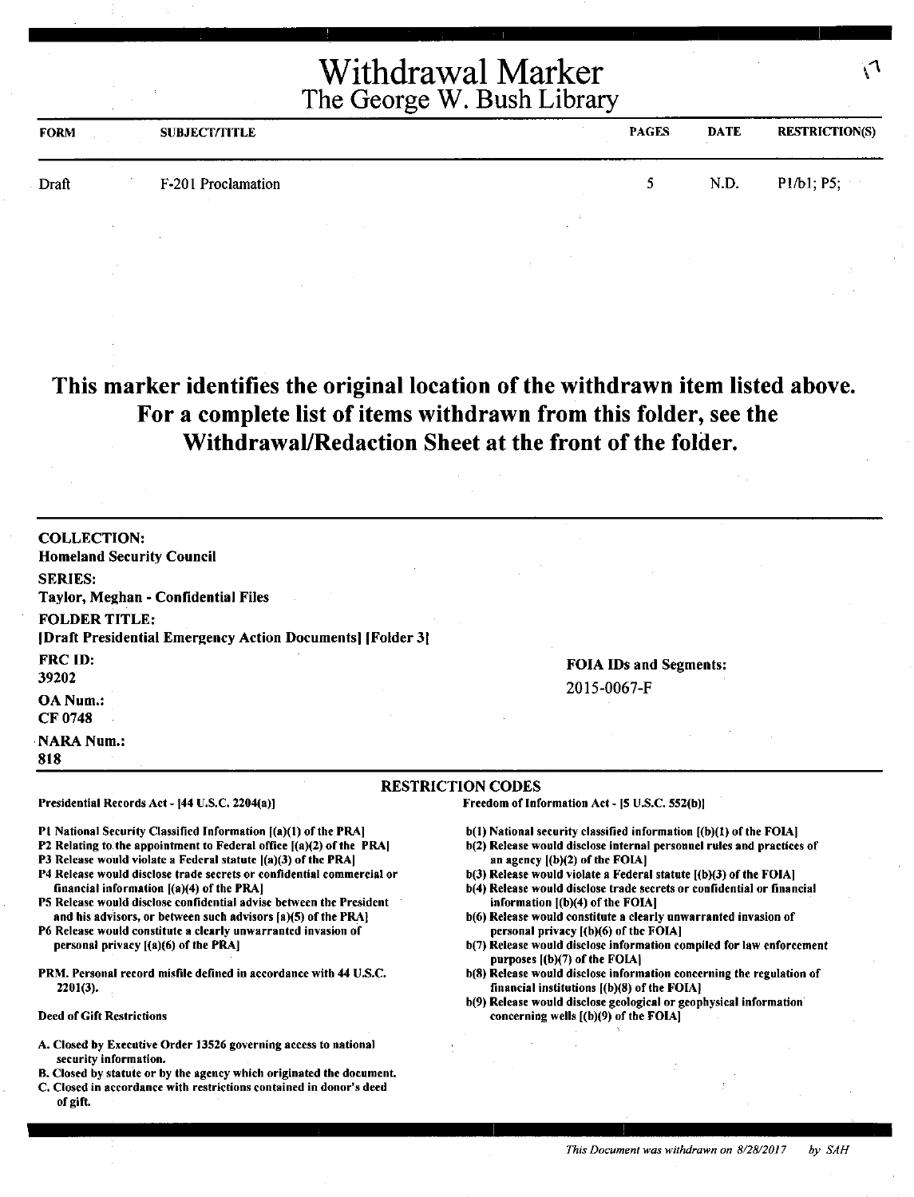# Withdrawal Marker
## The George W. Bush Library

| FORM | SUBJECT/TITLE | PAGES | DATE | RESTRICTION(S) |
|---|---|---|---|---|
| Draft | F-201 Proclamation | 5 | N.D. | P1/b1; P5; |

**This marker identifies the original location of the withdrawn item listed above. For a complete list of items withdrawn from this folder, see the Withdrawal/Redaction Sheet at the front of the folder.**

**COLLECTION:**
Homeland Security Council

**SERIES:**
Taylor, Meghan - Confidential Files

**FOLDER TITLE:**
[Draft Presidential Emergency Action Documents] [Folder 3]

**FRC ID:**
39202

**OA Num.:**
CF 0748

**NARA Num.:**
818

**FOIA IDs and Segments:**
2015-0067-F

**RESTRICTION CODES**

Presidential Records Act - [44 U.S.C. 2204(a)]

- P1 National Security Classified Information [(a)(1) of the PRA]
- P2 Relating to the appointment to Federal office [(a)(2) of the PRA]
- P3 Release would violate a Federal statute [(a)(3) of the PRA]
- P4 Release would disclose trade secrets or confidential commercial or financial information [(a)(4) of the PRA]
- P5 Release would disclose confidential advise between the President and his advisors, or between such advisors [a)(5) of the PRA]
- P6 Release would constitute a clearly unwarranted invasion of personal privacy [(a)(6) of the PRA]

PRM. Personal record misfile defined in accordance with 44 U.S.C. 2201(3).

Deed of Gift Restrictions

- A. Closed by Executive Order 13526 governing access to national security information.
- B. Closed by statute or by the agency which originated the document.
- C. Closed in accordance with restrictions contained in donor's deed of gift.

Freedom of Information Act - [5 U.S.C. 552(b)]

- b(1) National security classified information [(b)(1) of the FOIA]
- b(2) Release would disclose internal personnel rules and practices of an agency [(b)(2) of the FOIA]
- b(3) Release would violate a Federal statute [(b)(3) of the FOIA]
- b(4) Release would disclose trade secrets or confidential or financial information [(b)(4) of the FOIA]
- b(6) Release would constitute a clearly unwarranted invasion of personal privacy [(b)(6) of the FOIA]
- b(7) Release would disclose information compiled for law enforcement purposes [(b)(7) of the FOIA]
- b(8) Release would disclose information concerning the regulation of financial institutions [(b)(8) of the FOIA]
- b(9) Release would disclose geological or geophysical information concerning wells [(b)(9) of the FOIA]

*This Document was withdrawn on 8/28/2017 by SAH*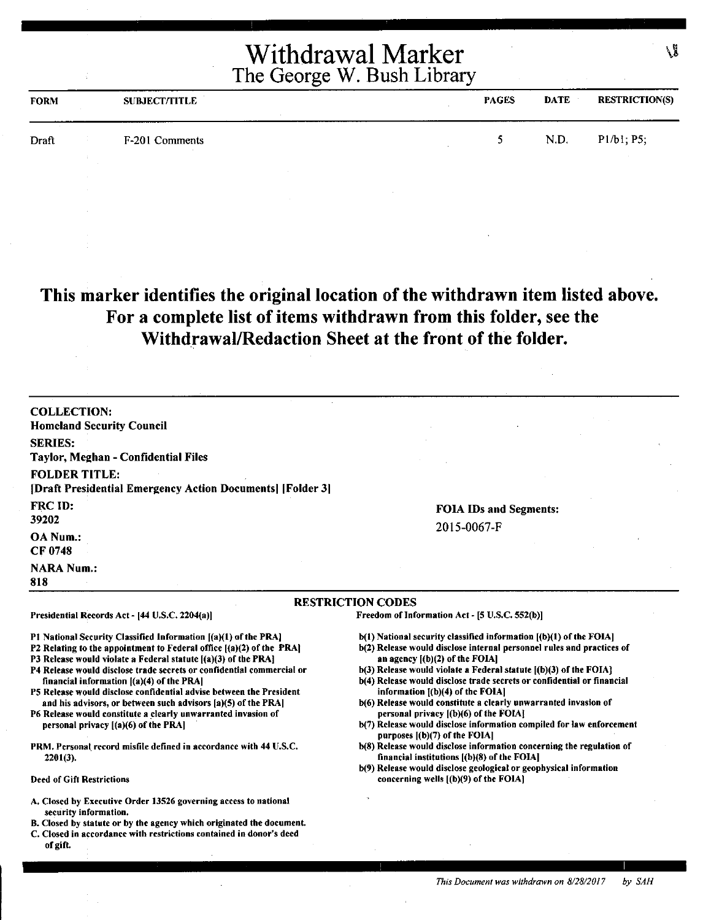# Withdrawal Marker
## The George W. Bush Library

| FORM | SUBJECT/TITLE | PAGES | DATE | RESTRICTION(S) |
| --- | --- | --- | --- | --- |
| Draft | F-201 Comments | 5 | N.D. | P1/b1; P5; |

**This marker identifies the original location of the withdrawn item listed above. For a complete list of items withdrawn from this folder, see the Withdrawal/Redaction Sheet at the front of the folder.**

**COLLECTION:**
**Homeland Security Council**

**SERIES:**
**Taylor, Meghan - Confidential Files**

**FOLDER TITLE:**
**[Draft Presidential Emergency Action Documents] [Folder 3]**

**FRC ID:**
**39202**

**OA Num.:**
**CF 0748**

**NARA Num.:**
**818**

**FOIA IDs and Segments:**
2015-0067-F

### RESTRICTION CODES

Presidential Records Act - [44 U.S.C. 2204(a)]

- P1 National Security Classified Information [(a)(1) of the PRA]
- P2 Relating to the appointment to Federal office [(a)(2) of the PRA]
- P3 Release would violate a Federal statute [(a)(3) of the PRA]
- P4 Release would disclose trade secrets or confidential commercial or financial information [(a)(4) of the PRA]
- P5 Release would disclose confidential advise between the President and his advisors, or between such advisors [a)(5) of the PRA]
- P6 Release would constitute a clearly unwarranted invasion of personal privacy [(a)(6) of the PRA]

PRM. Personal record misfile defined in accordance with 44 U.S.C. 2201(3).

Deed of Gift Restrictions

- A. Closed by Executive Order 13526 governing access to national security information.
- B. Closed by statute or by the agency which originated the document.
- C. Closed in accordance with restrictions contained in donor's deed of gift.

Freedom of Information Act - [5 U.S.C. 552(b)]

- b(1) National security classified information [(b)(1) of the FOIA]
- b(2) Release would disclose internal personnel rules and practices of an agency [(b)(2) of the FOIA]
- b(3) Release would violate a Federal statute [(b)(3) of the FOIA]
- b(4) Release would disclose trade secrets or confidential or financial information [(b)(4) of the FOIA]
- b(6) Release would constitute a clearly unwarranted invasion of personal privacy [(b)(6) of the FOIA]
- b(7) Release would disclose information compiled for law enforcement purposes [(b)(7) of the FOIA]
- b(8) Release would disclose information concerning the regulation of financial institutions [(b)(8) of the FOIA]
- b(9) Release would disclose geological or geophysical information concerning wells [(b)(9) of the FOIA]

*This Document was withdrawn on 8/28/2017 by SAH*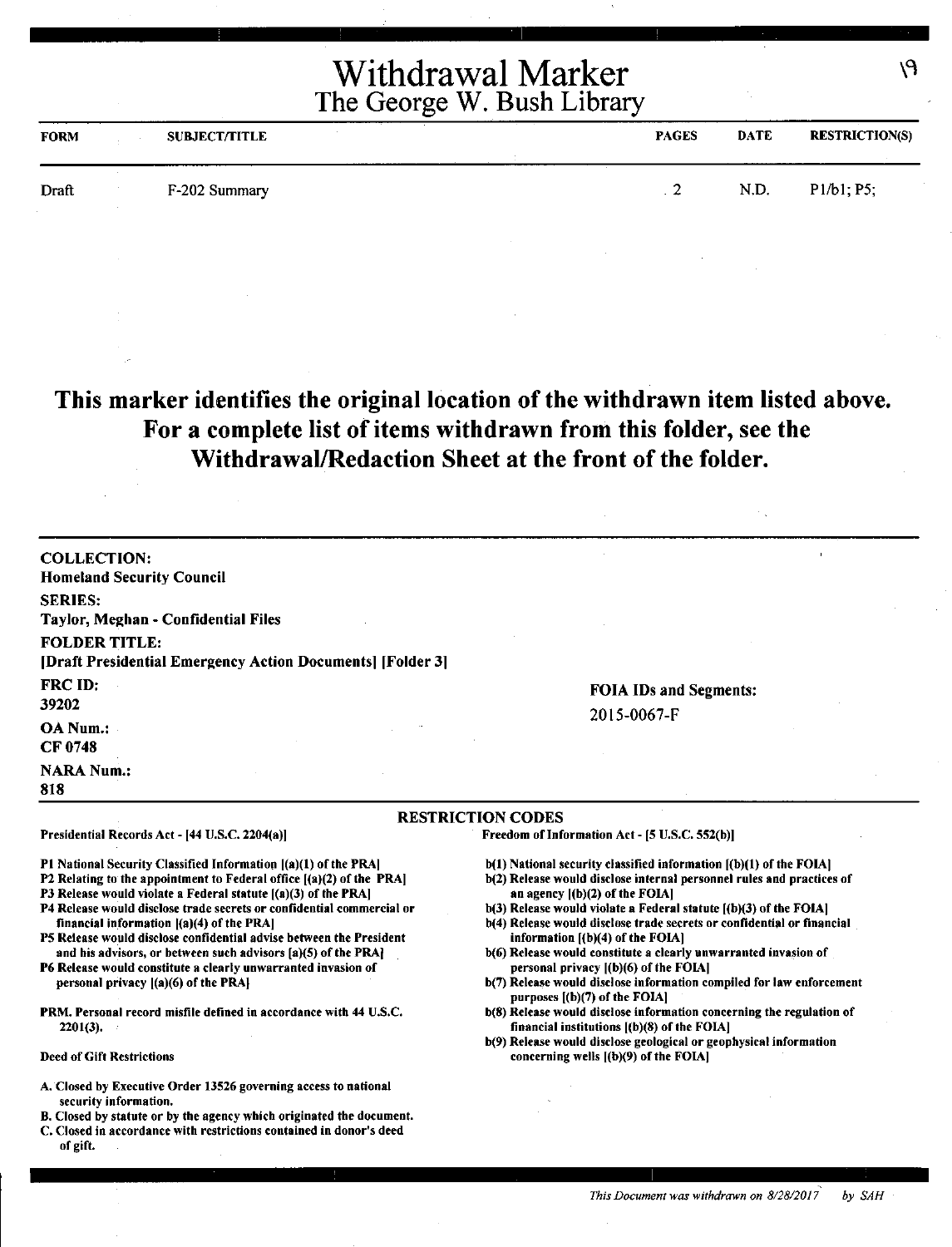# Withdrawal Marker
## The George W. Bush Library

| FORM | SUBJECT/TITLE | PAGES | DATE | RESTRICTION(S) |
|---|---|---|---|---|
| Draft | F-202 Summary | 2 | N.D. | P1/b1; P5; |

## This marker identifies the original location of the withdrawn item listed above. For a complete list of items withdrawn from this folder, see the Withdrawal/Redaction Sheet at the front of the folder.

**COLLECTION:**
**Homeland Security Council**

**SERIES:**
**Taylor, Meghan - Confidential Files**

**FOLDER TITLE:**
**[Draft Presidential Emergency Action Documents] [Folder 3]**

**FRC ID:**
**39202**

**OA Num.:**
**CF 0748**

**NARA Num.:**
**818**

**FOIA IDs and Segments:**
2015-0067-F

### RESTRICTION CODES

**Presidential Records Act - [44 U.S.C. 2204(a)]**

- P1 National Security Classified Information [(a)(1) of the PRA]
- P2 Relating to the appointment to Federal office [(a)(2) of the PRA]
- P3 Release would violate a Federal statute [(a)(3) of the PRA]
- P4 Release would disclose trade secrets or confidential commercial or financial information [(a)(4) of the PRA]
- P5 Release would disclose confidential advise between the President and his advisors, or between such advisors [a)(5) of the PRA]
- P6 Release would constitute a clearly unwarranted invasion of personal privacy [(a)(6) of the PRA]

PRM. Personal record misfile defined in accordance with 44 U.S.C. 2201(3).

**Deed of Gift Restrictions**

- A. Closed by Executive Order 13526 governing access to national security information.
- B. Closed by statute or by the agency which originated the document.
- C. Closed in accordance with restrictions contained in donor's deed of gift.

**Freedom of Information Act - [5 U.S.C. 552(b)]**

- b(1) National security classified information [(b)(1) of the FOIA]
- b(2) Release would disclose internal personnel rules and practices of an agency [(b)(2) of the FOIA]
- b(3) Release would violate a Federal statute [(b)(3) of the FOIA]
- b(4) Release would disclose trade secrets or confidential or financial information [(b)(4) of the FOIA]
- b(6) Release would constitute a clearly unwarranted invasion of personal privacy [(b)(6) of the FOIA]
- b(7) Release would disclose information compiled for law enforcement purposes [(b)(7) of the FOIA]
- b(8) Release would disclose information concerning the regulation of financial institutions [(b)(8) of the FOIA]
- b(9) Release would disclose geological or geophysical information concerning wells [(b)(9) of the FOIA]

*This Document was withdrawn on 8/28/2017 by SAH*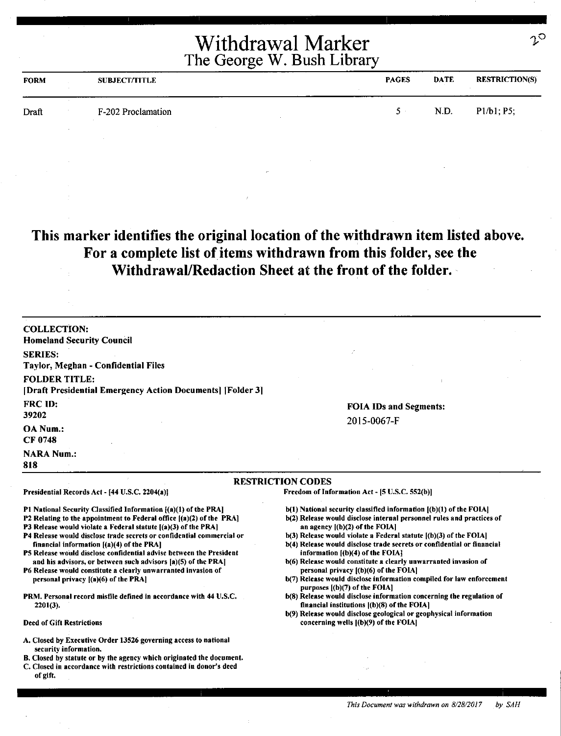# Withdrawal Marker
## The George W. Bush Library

| FORM | SUBJECT/TITLE | PAGES | DATE | RESTRICTION(S) |
|---|---|---|---|---|
| Draft | F-202 Proclamation | 5 | N.D. | P1/b1; P5; |

**This marker identifies the original location of the withdrawn item listed above. For a complete list of items withdrawn from this folder, see the Withdrawal/Redaction Sheet at the front of the folder.**

**COLLECTION:**
**Homeland Security Council**

**SERIES:**
**Taylor, Meghan - Confidential Files**

**FOLDER TITLE:**
**[Draft Presidential Emergency Action Documents] [Folder 3]**

**FRC ID:**
**39202**

**OA Num.:**
**CF 0748**

**NARA Num.:**
**818**

**FOIA IDs and Segments:**
2015-0067-F

**RESTRICTION CODES**

**Presidential Records Act - [44 U.S.C. 2204(a)]**

- P1 National Security Classified Information [(a)(1) of the PRA]
- P2 Relating to the appointment to Federal office [(a)(2) of the PRA]
- P3 Release would violate a Federal statute [(a)(3) of the PRA]
- P4 Release would disclose trade secrets or confidential commercial or financial information [(a)(4) of the PRA]
- P5 Release would disclose confidential advise between the President and his advisors, or between such advisors [a)(5) of the PRA]
- P6 Release would constitute a clearly unwarranted invasion of personal privacy [(a)(6) of the PRA]

PRM. Personal record misfile defined in accordance with 44 U.S.C. 2201(3).

**Deed of Gift Restrictions**

- A. Closed by Executive Order 13526 governing access to national security information.
- B. Closed by statute or by the agency which originated the document.
- C. Closed in accordance with restrictions contained in donor's deed of gift.

**Freedom of Information Act - [5 U.S.C. 552(b)]**

- b(1) National security classified information [(b)(1) of the FOIA]
- b(2) Release would disclose internal personnel rules and practices of an agency [(b)(2) of the FOIA]
- b(3) Release would violate a Federal statute [(b)(3) of the FOIA]
- b(4) Release would disclose trade secrets or confidential or financial information [(b)(4) of the FOIA]
- b(6) Release would constitute a clearly unwarranted invasion of personal privacy [(b)(6) of the FOIA]
- b(7) Release would disclose information compiled for law enforcement purposes [(b)(7) of the FOIA]
- b(8) Release would disclose information concerning the regulation of financial institutions [(b)(8) of the FOIA]
- b(9) Release would disclose geological or geophysical information concerning wells [(b)(9) of the FOIA]

*This Document was withdrawn on 8/28/2017 by SAH*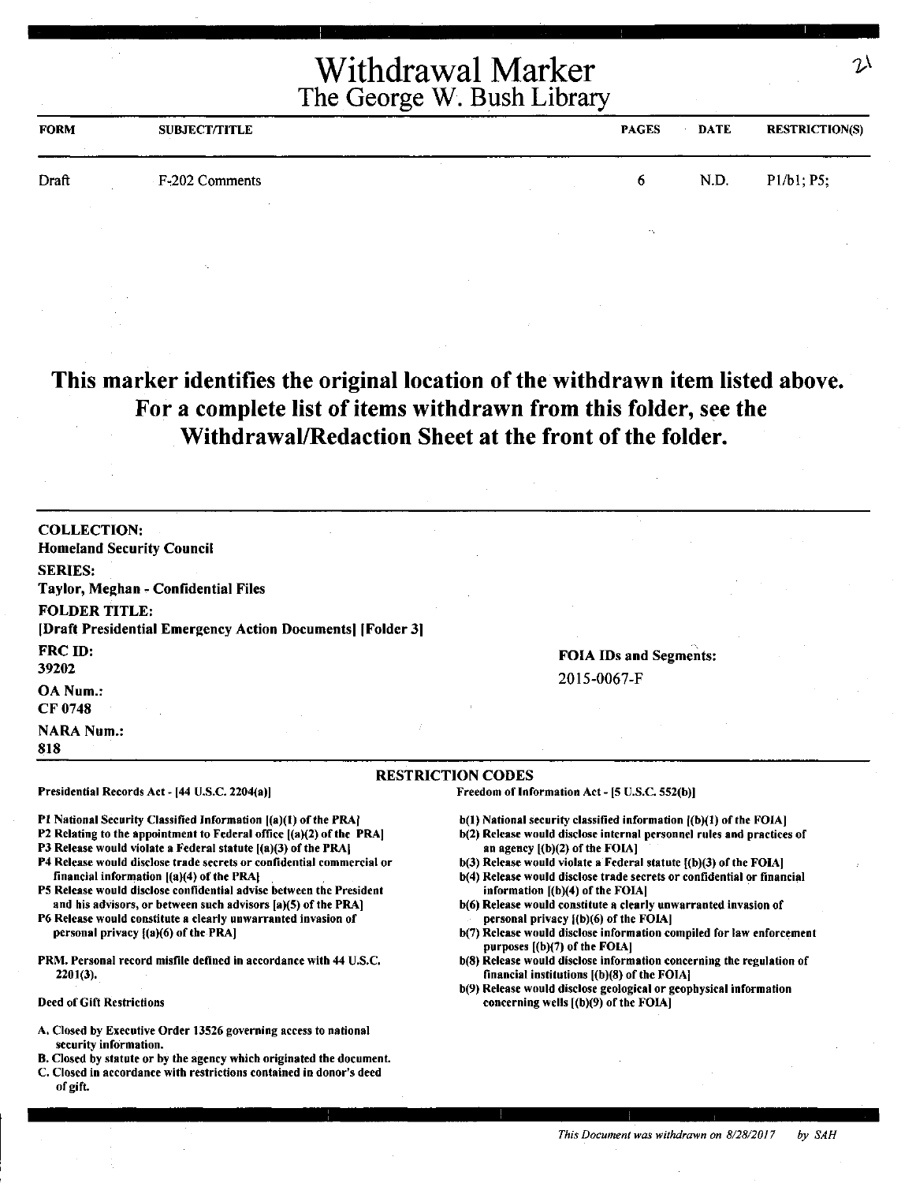# Withdrawal Marker
## The George W. Bush Library

| FORM | SUBJECT/TITLE | PAGES | DATE | RESTRICTION(S) |
|---|---|---|---|---|
| Draft | F-202 Comments | 6 | N.D. | P1/b1; P5; |

**This marker identifies the original location of the withdrawn item listed above. For a complete list of items withdrawn from this folder, see the Withdrawal/Redaction Sheet at the front of the folder.**

**COLLECTION:**
**Homeland Security Council**

**SERIES:**
**Taylor, Meghan - Confidential Files**

**FOLDER TITLE:**
**[Draft Presidential Emergency Action Documents] [Folder 3]**

**FRC ID:**
**39202**

**OA Num.:**
**CF 0748**

**NARA Num.:**
**818**

**FOIA IDs and Segments:**
2015-0067-F

**RESTRICTION CODES**

Presidential Records Act - [44 U.S.C. 2204(a)]

P1 National Security Classified Information [(a)(1) of the PRA]
P2 Relating to the appointment to Federal office [(a)(2) of the PRA]
P3 Release would violate a Federal statute [(a)(3) of the PRA]
P4 Release would disclose trade secrets or confidential commercial or financial information [(a)(4) of the PRA]
P5 Release would disclose confidential advise between the President and his advisors, or between such advisors [a)(5) of the PRA]
P6 Release would constitute a clearly unwarranted invasion of personal privacy [(a)(6) of the PRA]

PRM. Personal record misfile defined in accordance with 44 U.S.C. 2201(3).

Deed of Gift Restrictions

A. Closed by Executive Order 13526 governing access to national security information.
B. Closed by statute or by the agency which originated the document.
C. Closed in accordance with restrictions contained in donor's deed of gift.

Freedom of Information Act - [5 U.S.C. 552(b)]

b(1) National security classified information [(b)(1) of the FOIA]
b(2) Release would disclose internal personnel rules and practices of an agency [(b)(2) of the FOIA]
b(3) Release would violate a Federal statute [(b)(3) of the FOIA]
b(4) Release would disclose trade secrets or confidential or financial information [(b)(4) of the FOIA]
b(6) Release would constitute a clearly unwarranted invasion of personal privacy [(b)(6) of the FOIA]
b(7) Release would disclose information compiled for law enforcement purposes [(b)(7) of the FOIA]
b(8) Release would disclose information concerning the regulation of financial institutions [(b)(8) of the FOIA]
b(9) Release would disclose geological or geophysical information concerning wells [(b)(9) of the FOIA]

*This Document was withdrawn on 8/28/2017 by SAH*